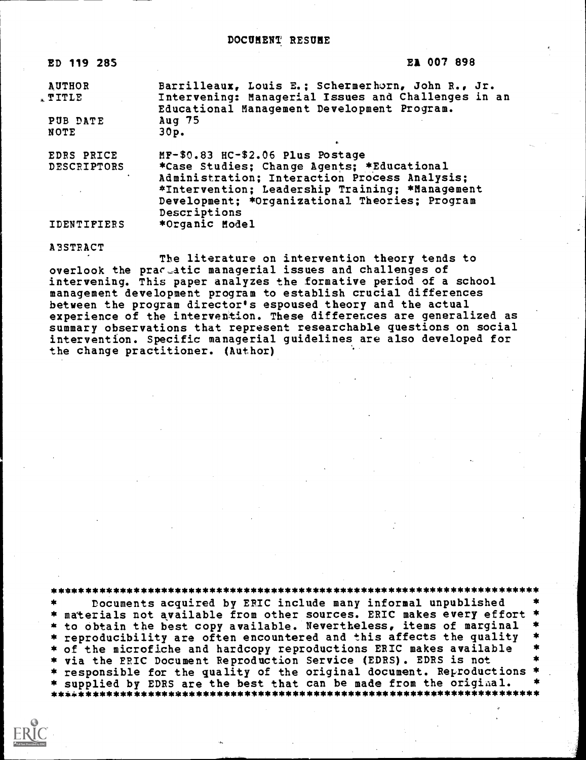# DOCUMENT RESUME

| ED 119 285 | EA 007 898 |
|---|---|
| AUTHOR | Barrilleaux, Louis E.; Schermerhorn, John R., Jr. |
| TITLE | Intervening: Managerial Issues and Challenges in an Educational Management Development Program. |
| PUB DATE | Aug 75 |
| NOTE | 30p. |
| EDRS PRICE | MF-$0.83 HC-$2.06 Plus Postage |
| DESCRIPTORS | *Case Studies; Change Agents; *Educational Administration; Interaction Process Analysis; *Intervention; Leadership Training; *Management Development; *Organizational Theories; Program Descriptions |
| IDENTIFIERS | *Organic Model |

ABSTRACT

The literature on intervention theory tends to overlook the pragmatic managerial issues and challenges of intervening. This paper analyzes the formative period of a school management development program to establish crucial differences between the program director's espoused theory and the actual experience of the intervention. These differences are generalized as summary observations that represent researchable questions on social intervention. Specific managerial guidelines are also developed for the change practitioner. (Author)

***********************************************************************
\* Documents acquired by ERIC include many informal unpublished \*
\* materials not available from other sources. ERIC makes every effort \*
\* to obtain the best copy available. Nevertheless, items of marginal \*
\* reproducibility are often encountered and this affects the quality \*
\* of the microfiche and hardcopy reproductions ERIC makes available \*
\* via the ERIC Document Reproduction Service (EDRS). EDRS is not \*
\* responsible for the quality of the original document. Reproductions \*
\* supplied by EDRS are the best that can be made from the original. \*
***********************************************************************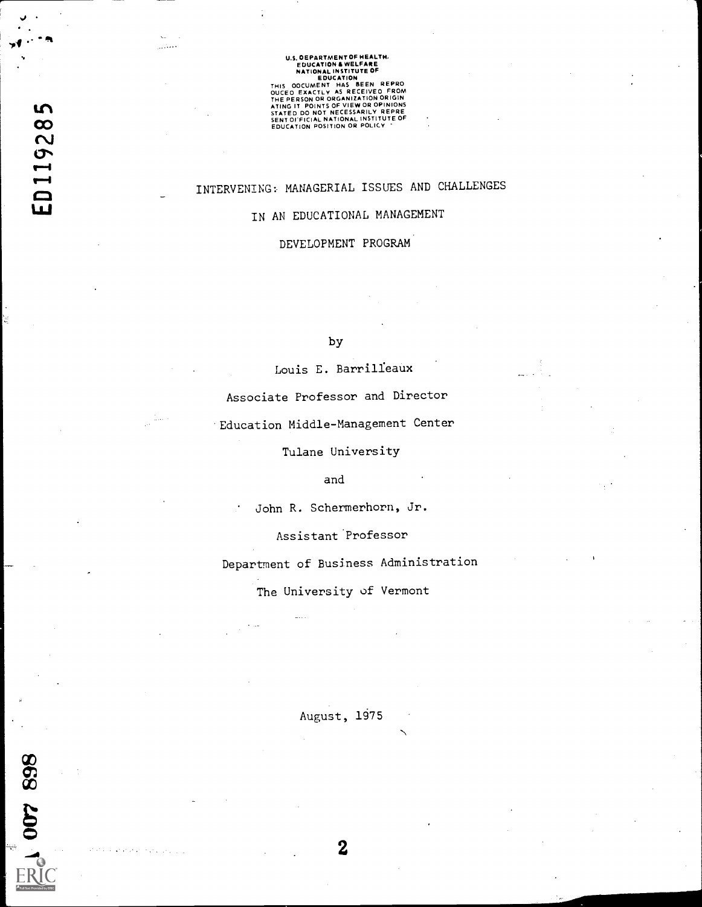U.S. DEPARTMENT OF HEALTH, EDUCATION & WELFARE
NATIONAL INSTITUTE OF EDUCATION

THIS DOCUMENT HAS BEEN REPRODUCED EXACTLY AS RECEIVED FROM THE PERSON OR ORGANIZATION ORIGINATING IT. POINTS OF VIEW OR OPINIONS STATED DO NOT NECESSARILY REPRESENT OFFICIAL NATIONAL INSTITUTE OF EDUCATION POSITION OR POLICY

ED119285

# INTERVENING: MANAGERIAL ISSUES AND CHALLENGES IN AN EDUCATIONAL MANAGEMENT DEVELOPMENT PROGRAM

by

Louis E. Barrilleaux

Associate Professor and Director

Education Middle-Management Center

Tulane University

and

John R. Schermerhorn, Jr.

Assistant Professor

Department of Business Administration

The University of Vermont

August, 1975

007 898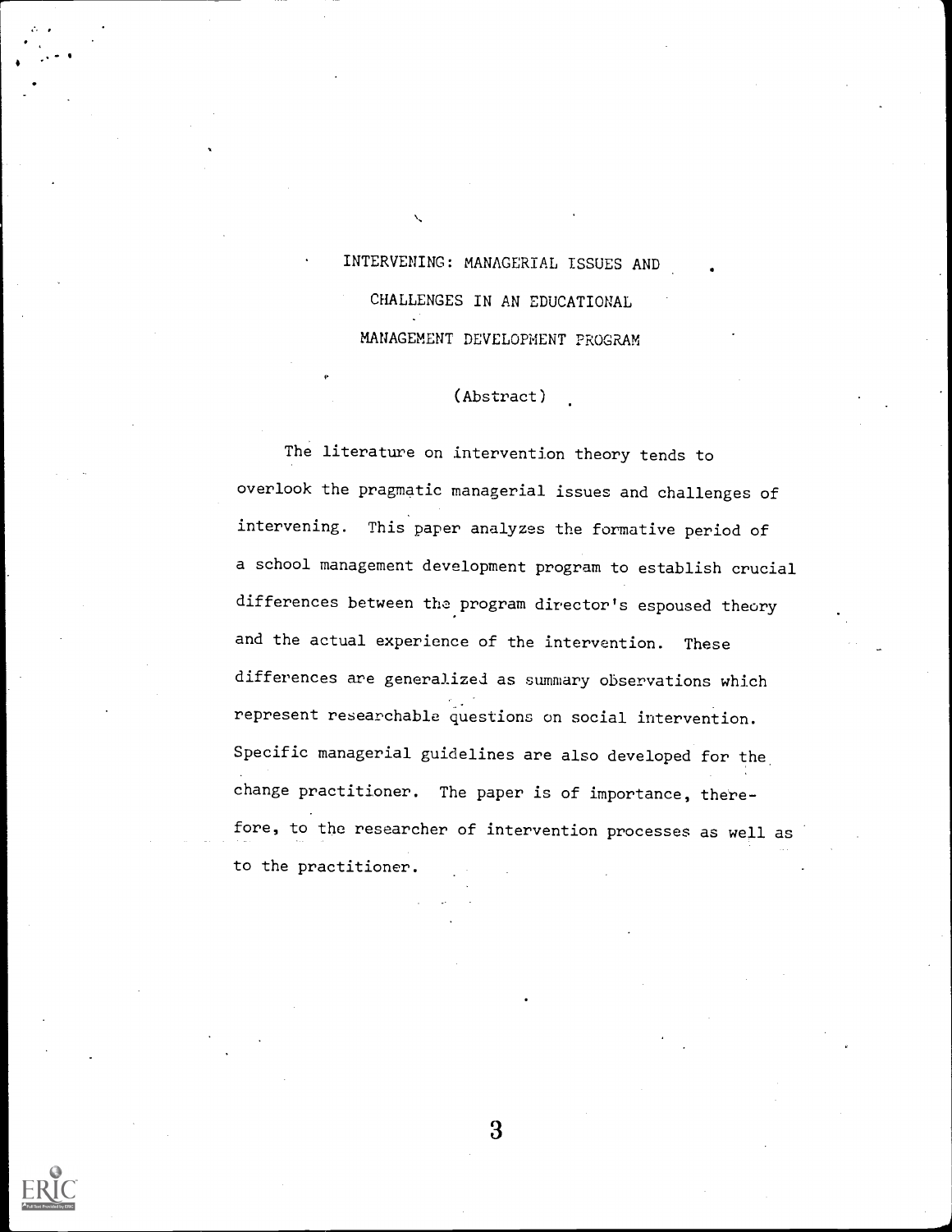# INTERVENING: MANAGERIAL ISSUES AND CHALLENGES IN AN EDUCATIONAL MANAGEMENT DEVELOPMENT PROGRAM

(Abstract)

The literature on intervention theory tends to overlook the pragmatic managerial issues and challenges of intervening. This paper analyzes the formative period of a school management development program to establish crucial differences between the program director's espoused theory and the actual experience of the intervention. These differences are generalized as summary observations which represent researchable questions on social intervention. Specific managerial guidelines are also developed for the change practitioner. The paper is of importance, therefore, to the researcher of intervention processes as well as to the practitioner.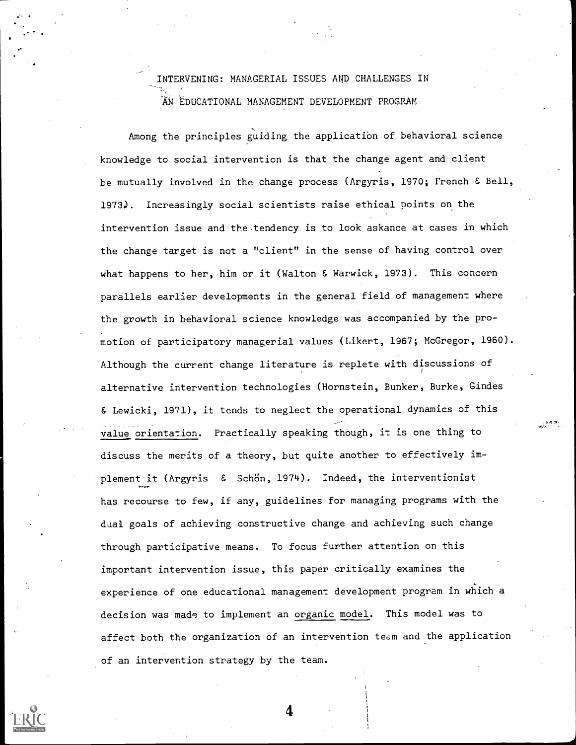# INTERVENING: MANAGERIAL ISSUES AND CHALLENGES IN AN EDUCATIONAL MANAGEMENT DEVELOPMENT PROGRAM

Among the principles guiding the application of behavioral science knowledge to social intervention is that the change agent and client be mutually involved in the change process (Argyris, 1970; French & Bell, 1973). Increasingly social scientists raise ethical points on the intervention issue and the tendency is to look askance at cases in which the change target is not a "client" in the sense of having control over what happens to her, him or it (Walton & Warwick, 1973). This concern parallels earlier developments in the general field of management where the growth in behavioral science knowledge was accompanied by the promotion of participatory managerial values (Likert, 1967; McGregor, 1960). Although the current change literature is replete with discussions of alternative intervention technologies (Hornstein, Bunker, Burke, Gindes & Lewicki, 1971), it tends to neglect the operational dynamics of this value orientation. Practically speaking though, it is one thing to discuss the merits of a theory, but quite another to effectively implement it (Argyris & Schön, 1974). Indeed, the interventionist has recourse to few, if any, guidelines for managing programs with the dual goals of achieving constructive change and achieving such change through participative means. To focus further attention on this important intervention issue, this paper critically examines the experience of one educational management development program in which a decision was made to implement an organic model. This model was to affect both the organization of an intervention team and the application of an intervention strategy by the team.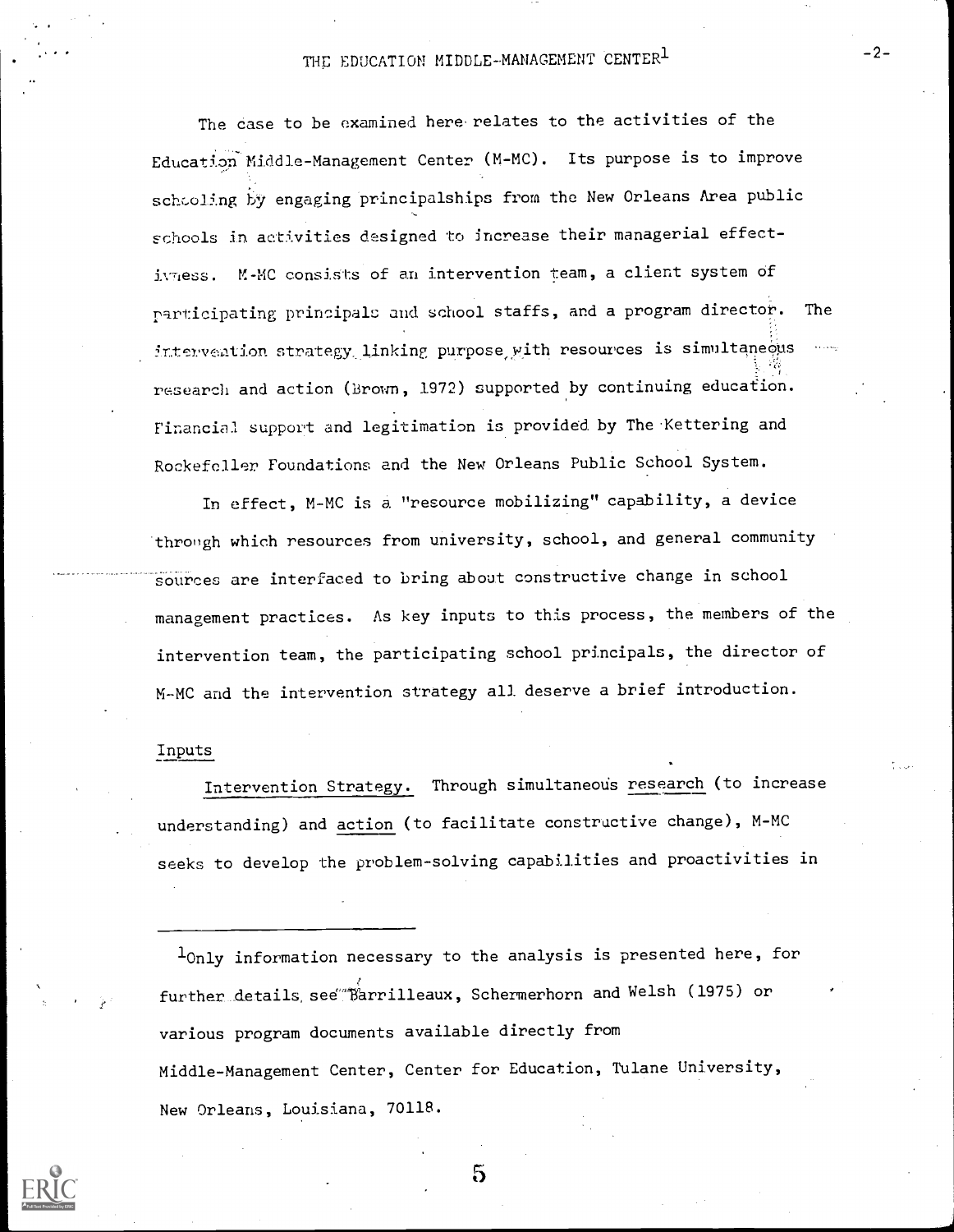## THE EDUCATION MIDDLE-MANAGEMENT CENTER[1]

The case to be examined here relates to the activities of the Education Middle-Management Center (M-MC). Its purpose is to improve schooling by engaging principalships from the New Orleans Area public schools in activities designed to increase their managerial effectiveness. M-MC consists of an intervention team, a client system of participating principals and school staffs, and a program director. The intervention strategy linking purpose with resources is simultaneous research and action (Brown, 1972) supported by continuing education. Financial support and legitimation is provided by The Kettering and Rockefeller Foundations and the New Orleans Public School System.

In effect, M-MC is a "resource mobilizing" capability, a device through which resources from university, school, and general community sources are interfaced to bring about constructive change in school management practices. As key inputs to this process, the members of the intervention team, the participating school principals, the director of M-MC and the intervention strategy all deserve a brief introduction.

### Inputs

Intervention Strategy. Through simultaneous research (to increase understanding) and action (to facilitate constructive change), M-MC seeks to develop the problem-solving capabilities and proactivities in

[1] Only information necessary to the analysis is presented here, for further details see Barrilleaux, Schermerhorn and Welsh (1975) or various program documents available directly from Middle-Management Center, Center for Education, Tulane University, New Orleans, Louisiana, 70118.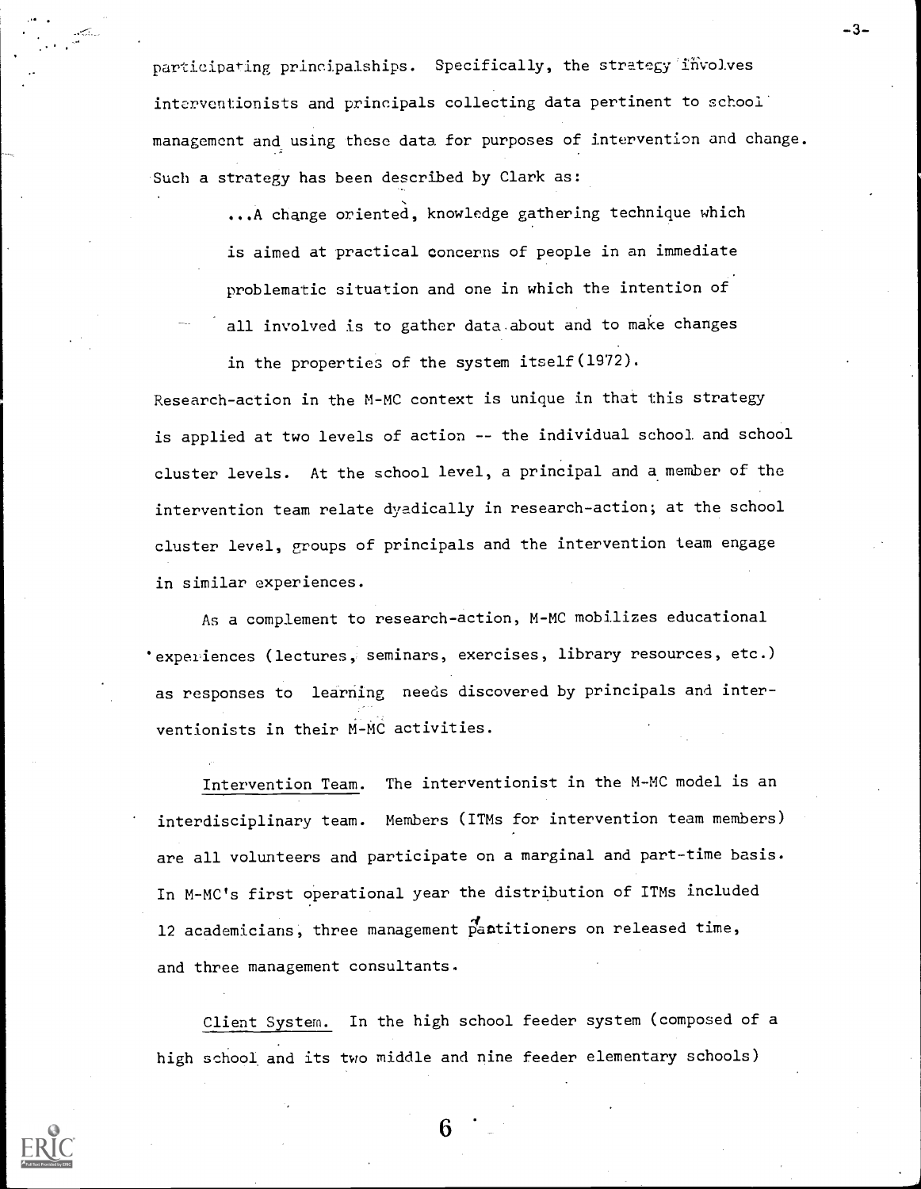participating principalships. Specifically, the strategy involves interventionists and principals collecting data pertinent to school management and using these data for purposes of intervention and change. Such a strategy has been described by Clark as:

> ...A change oriented, knowledge gathering technique which is aimed at practical concerns of people in an immediate problematic situation and one in which the intention of all involved is to gather data about and to make changes in the properties of the system itself (1972).

Research-action in the M-MC context is unique in that this strategy is applied at two levels of action -- the individual school and school cluster levels. At the school level, a principal and a member of the intervention team relate dyadically in research-action; at the school cluster level, groups of principals and the intervention team engage in similar experiences.

As a complement to research-action, M-MC mobilizes educational experiences (lectures, seminars, exercises, library resources, etc.) as responses to learning needs discovered by principals and interventionists in their M-MC activities.

Intervention Team. The interventionist in the M-MC model is an interdisciplinary team. Members (ITMs for intervention team members) are all volunteers and participate on a marginal and part-time basis. In M-MC's first operational year the distribution of ITMs included 12 academicians, three management practitioners on released time, and three management consultants.

Client System. In the high school feeder system (composed of a high school and its two middle and nine feeder elementary schools)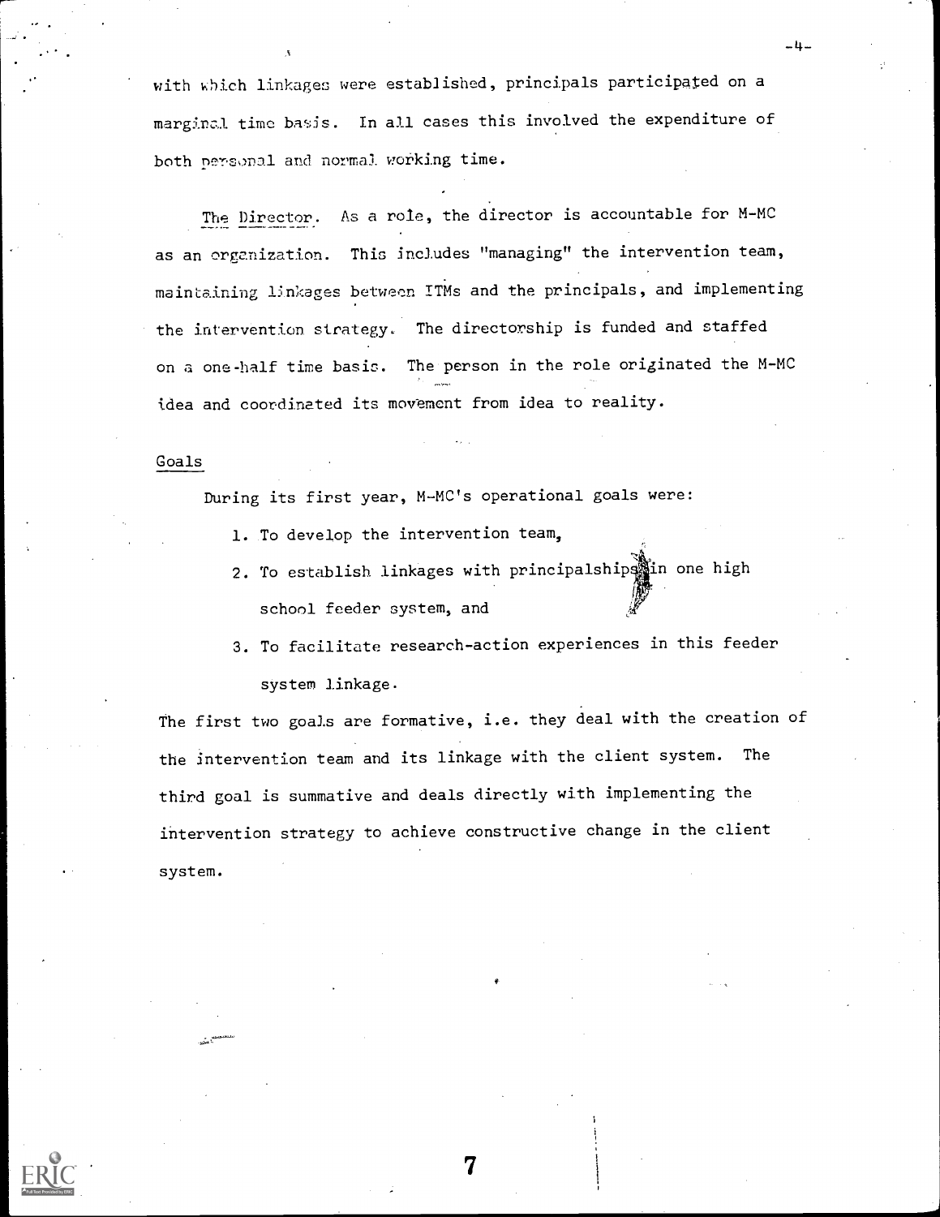with which linkages were established, principals participated on a marginal time basis. In all cases this involved the expenditure of both personal and normal working time.

The Director. As a role, the director is accountable for M-MC as an organization. This includes "managing" the intervention team, maintaining linkages between ITMs and the principals, and implementing the intervention strategy. The directorship is funded and staffed on a one-half time basis. The person in the role originated the M-MC idea and coordinated its movement from idea to reality.

Goals

During its first year, M-MC's operational goals were:

1. To develop the intervention team,
2. To establish linkages with principalships in one high school feeder system, and
3. To facilitate research-action experiences in this feeder system linkage.

The first two goals are formative, i.e. they deal with the creation of the intervention team and its linkage with the client system. The third goal is summative and deals directly with implementing the intervention strategy to achieve constructive change in the client system.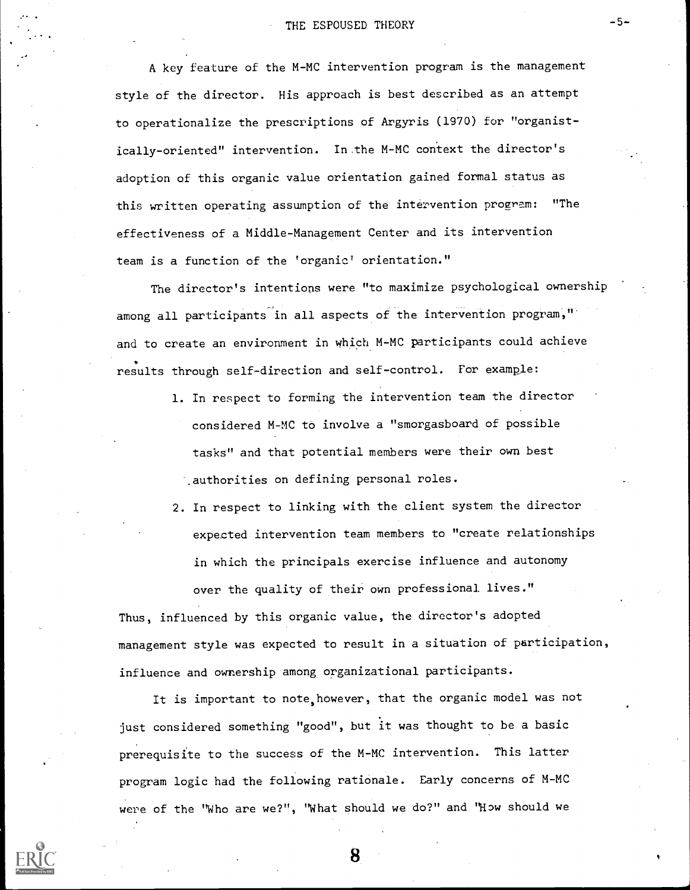A key feature of the M-MC intervention program is the management style of the director. His approach is best described as an attempt to operationalize the prescriptions of Argyris (1970) for "organistically-oriented" intervention. In the M-MC context the director's adoption of this organic value orientation gained formal status as this written operating assumption of the intervention program: "The effectiveness of a Middle-Management Center and its intervention team is a function of the 'organic' orientation."

The director's intentions were "to maximize psychological ownership among all participants in all aspects of the intervention program," and to create an environment in which M-MC participants could achieve results through self-direction and self-control. For example:

1. In respect to forming the intervention team the director considered M-MC to involve a "smorgasboard of possible tasks" and that potential members were their own best authorities on defining personal roles.
2. In respect to linking with the client system the director expected intervention team members to "create relationships in which the principals exercise influence and autonomy over the quality of their own professional lives."

Thus, influenced by this organic value, the director's adopted management style was expected to result in a situation of participation, influence and ownership among organizational participants.

It is important to note, however, that the organic model was not just considered something "good", but it was thought to be a basic prerequisite to the success of the M-MC intervention. This latter program logic had the following rationale. Early concerns of M-MC were of the "Who are we?", "What should we do?" and "How should we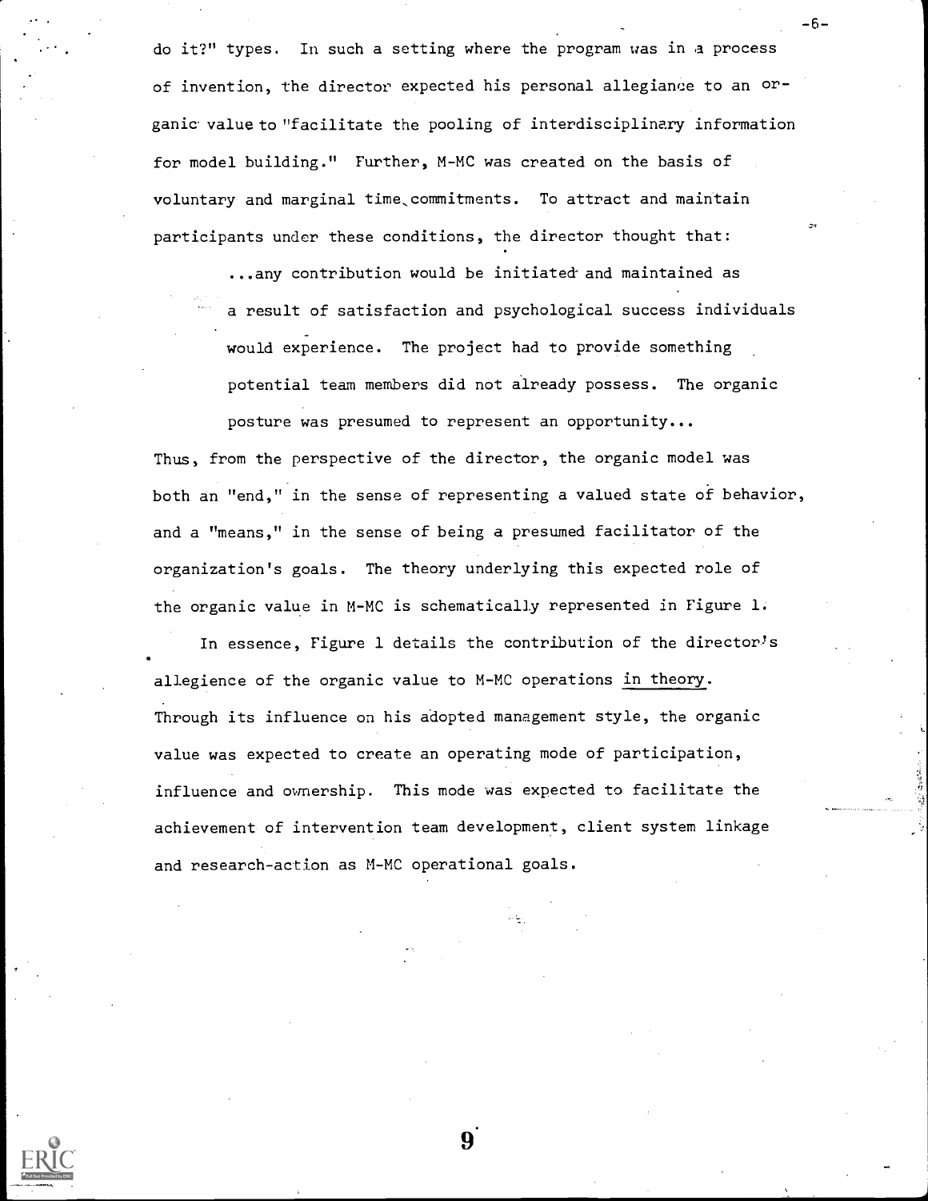do it?" types. In such a setting where the program was in a process of invention, the director expected his personal allegiance to an organic value to "facilitate the pooling of interdisciplinary information for model building." Further, M-MC was created on the basis of voluntary and marginal time commitments. To attract and maintain participants under these conditions, the director thought that:

> ...any contribution would be initiated and maintained as a result of satisfaction and psychological success individuals would experience. The project had to provide something potential team members did not already possess. The organic posture was presumed to represent an opportunity...

Thus, from the perspective of the director, the organic model was both an "end," in the sense of representing a valued state of behavior, and a "means," in the sense of being a presumed facilitator of the organization's goals. The theory underlying this expected role of the organic value in M-MC is schematically represented in Figure 1.

In essence, Figure 1 details the contribution of the director's allegience of the organic value to M-MC operations <u>in theory</u>. Through its influence on his adopted management style, the organic value was expected to create an operating mode of participation, influence and ownership. This mode was expected to facilitate the achievement of intervention team development, client system linkage and research-action as M-MC operational goals.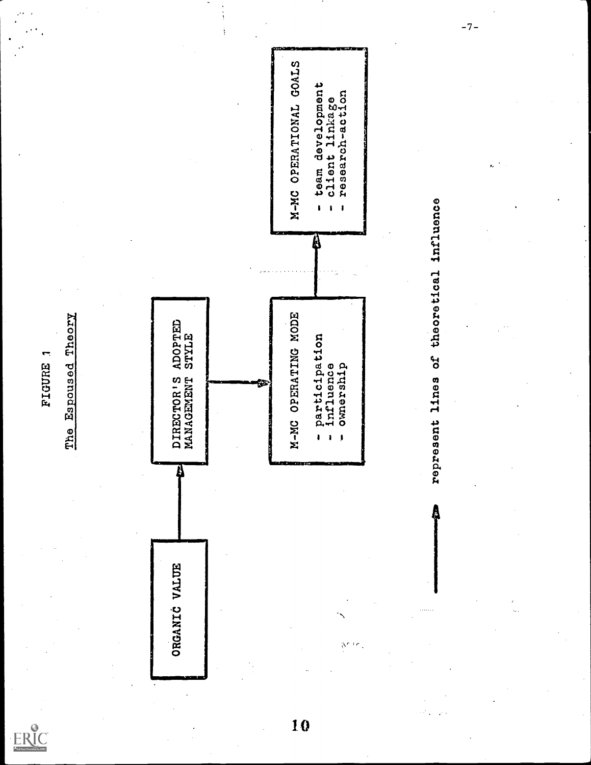FIGURE 1

The Espoused Theory

ORGANIC VALUE → DIRECTOR'S ADOPTED MANAGEMENT STYLE → M-MC OPERATING MODE → M-MC OPERATIONAL GOALS

**M-MC OPERATING MODE**

- participation
- influence
- ownership

**M-MC OPERATIONAL GOALS**

- team development
- client linkage
- research-action

→ represent lines of theoretical influence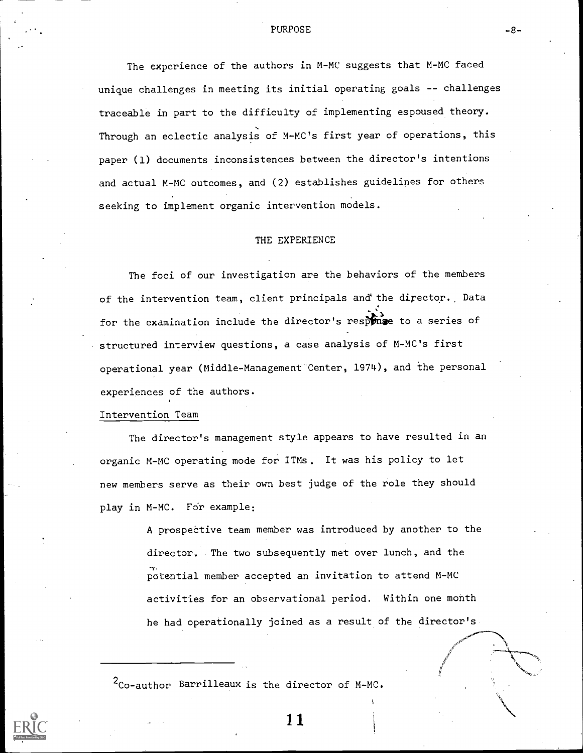## PURPOSE

The experience of the authors in M-MC suggests that M-MC faced unique challenges in meeting its initial operating goals -- challenges traceable in part to the difficulty of implementing espoused theory. Through an eclectic analysis of M-MC's first year of operations, this paper (1) documents inconsistences between the director's intentions and actual M-MC outcomes, and (2) establishes guidelines for others seeking to implement organic intervention models.

## THE EXPERIENCE

The foci of our investigation are the behaviors of the members of the intervention team, client principals and the director. Data for the examination include the director's response to a series of structured interview questions, a case analysis of M-MC's first operational year (Middle-Management Center, 1974), and the personal experiences of the authors.

### Intervention Team

The director's management style appears to have resulted in an organic M-MC operating mode for ITMs. It was his policy to let new members serve as their own best judge of the role they should play in M-MC. For example:

> A prospective team member was introduced by another to the director. The two subsequently met over lunch, and the potential member accepted an invitation to attend M-MC activities for an observational period. Within one month he had operationally joined as a result of the director's

[2]Co-author Barrilleaux is the director of M-MC.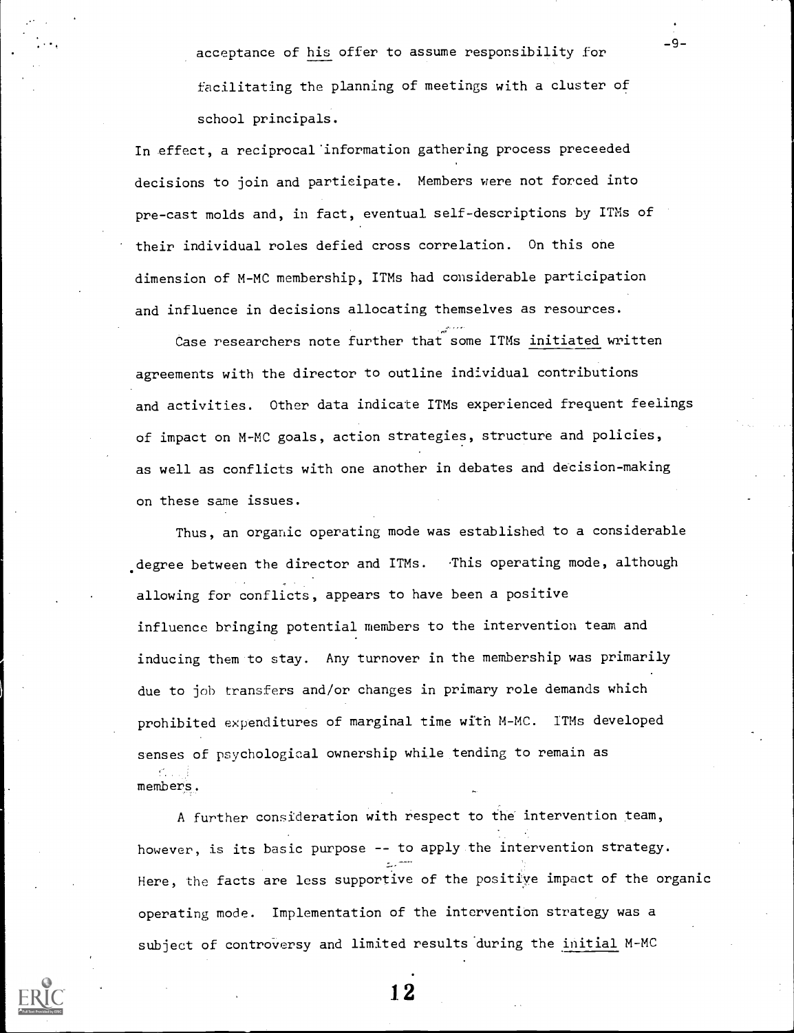acceptance of <u>his</u> offer to assume responsibility for facilitating the planning of meetings with a cluster of school principals.

In effect, a reciprocal information gathering process preceeded decisions to join and participate. Members were not forced into pre-cast molds and, in fact, eventual self-descriptions by ITMs of their individual roles defied cross correlation. On this one dimension of M-MC membership, ITMs had considerable participation and influence in decisions allocating themselves as resources.

Case researchers note further that some ITMs <u>initiated</u> written agreements with the director to outline individual contributions and activities. Other data indicate ITMs experienced frequent feelings of impact on M-MC goals, action strategies, structure and policies, as well as conflicts with one another in debates and decision-making on these same issues.

Thus, an organic operating mode was established to a considerable degree between the director and ITMs. This operating mode, although allowing for conflicts, appears to have been a positive influence bringing potential members to the intervention team and inducing them to stay. Any turnover in the membership was primarily due to job transfers and/or changes in primary role demands which prohibited expenditures of marginal time with M-MC. ITMs developed senses of psychological ownership while tending to remain as members.

A further consideration with respect to the intervention team, however, is its basic purpose -- to apply the intervention strategy. Here, the facts are less supportive of the positive impact of the organic operating mode. Implementation of the intervention strategy was a subject of controversy and limited results during the <u>initial</u> M-MC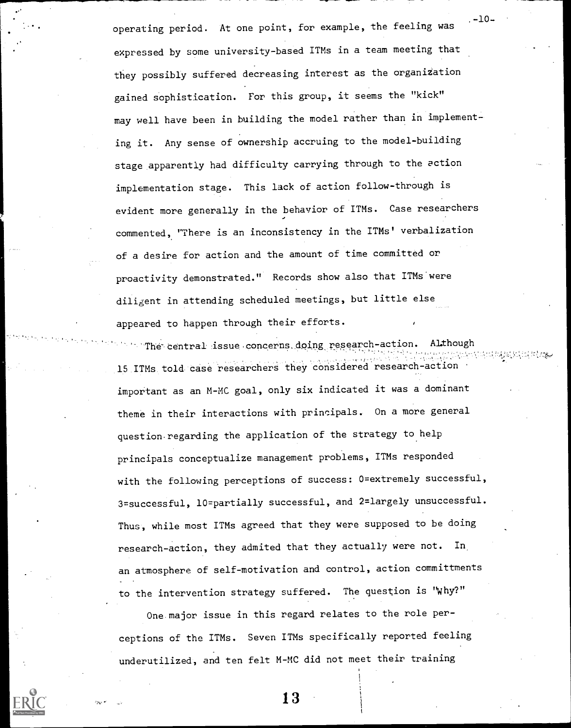operating period. At one point, for example, the feeling was expressed by some university-based ITMs in a team meeting that they possibly suffered decreasing interest as the organization gained sophistication. For this group, it seems the "kick" may well have been in building the model rather than in implementing it. Any sense of ownership accruing to the model-building stage apparently had difficulty carrying through to the action implementation stage. This lack of action follow-through is evident more generally in the behavior of ITMs. Case researchers commented, "There is an inconsistency in the ITMs' verbalization of a desire for action and the amount of time committed or proactivity demonstrated." Records show also that ITMs were diligent in attending scheduled meetings, but little else appeared to happen through their efforts.

The central issue concerns doing research-action. Although 15 ITMs told case researchers they considered research-action important as an M-MC goal, only six indicated it was a dominant theme in their interactions with principals. On a more general question regarding the application of the strategy to help principals conceptualize management problems, ITMs responded with the following perceptions of success: 0=extremely successful, 3=successful, 10=partially successful, and 2=largely unsuccessful. Thus, while most ITMs agreed that they were supposed to be doing research-action, they admited that they actually were not. In an atmosphere of self-motivation and control, action committments to the intervention strategy suffered. The question is "Why?"

One major issue in this regard relates to the role perceptions of the ITMs. Seven ITMs specifically reported feeling underutilized, and ten felt M-MC did not meet their training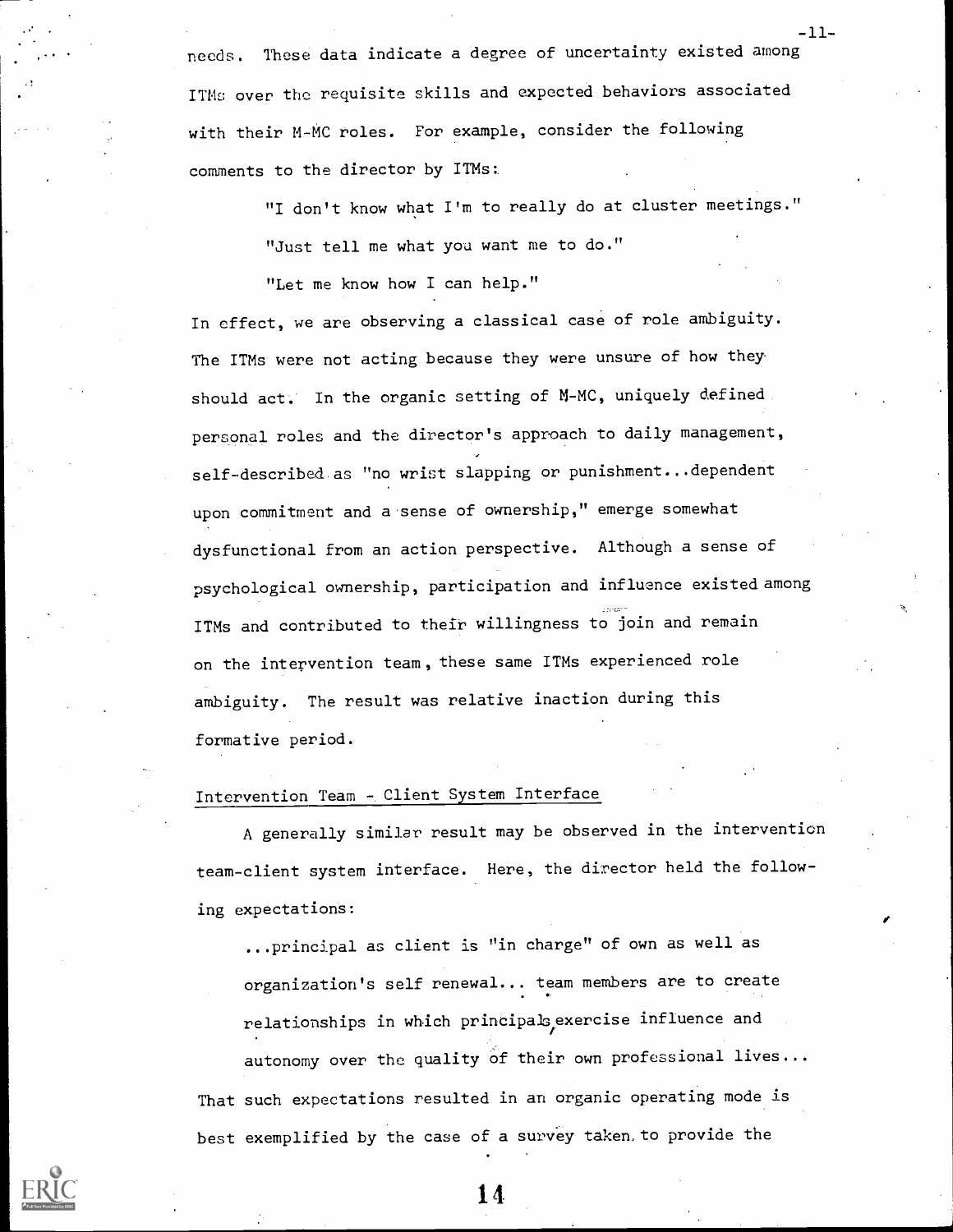needs. These data indicate a degree of uncertainty existed among ITMs over the requisite skills and expected behaviors associated with their M-MC roles. For example, consider the following comments to the director by ITMs:

> "I don't know what I'm to really do at cluster meetings."
>
> "Just tell me what you want me to do."
>
> "Let me know how I can help."

In effect, we are observing a classical case of role ambiguity. The ITMs were not acting because they were unsure of how they should act. In the organic setting of M-MC, uniquely defined personal roles and the director's approach to daily management, self-described as "no wrist slapping or punishment...dependent upon commitment and a sense of ownership," emerge somewhat dysfunctional from an action perspective. Although a sense of psychological ownership, participation and influence existed among ITMs and contributed to their willingness to join and remain on the intervention team, these same ITMs experienced role ambiguity. The result was relative inaction during this formative period.

## Intervention Team - Client System Interface

A generally similar result may be observed in the intervention team-client system interface. Here, the director held the following expectations:

> ...principal as client is "in charge" of own as well as organization's self renewal... team members are to create relationships in which principals exercise influence and autonomy over the quality of their own professional lives...

That such expectations resulted in an organic operating mode is best exemplified by the case of a survey taken to provide the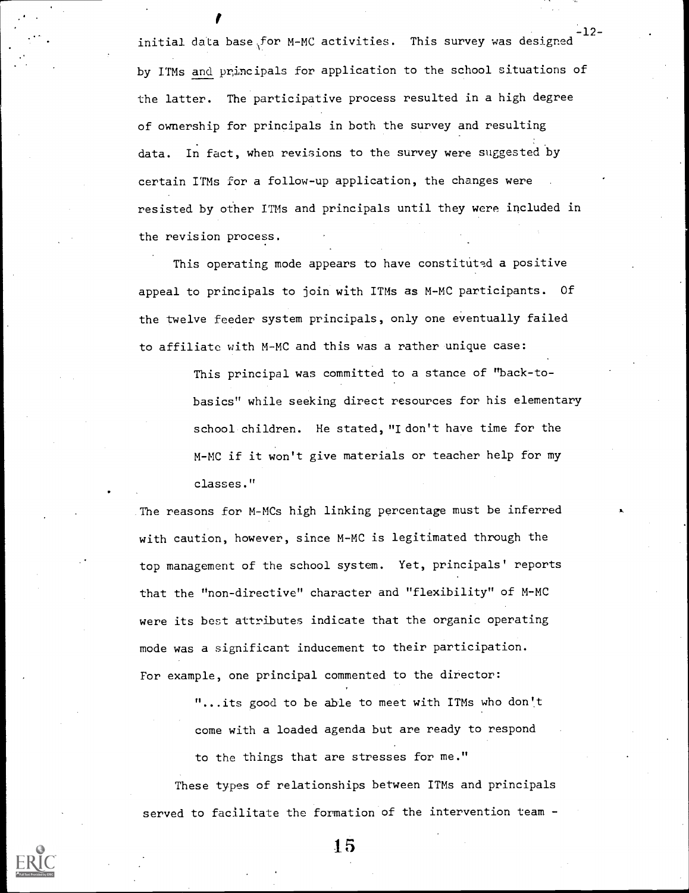initial data base for M-MC activities. This survey was designed by ITMs and principals for application to the school situations of the latter. The participative process resulted in a high degree of ownership for principals in both the survey and resulting data. In fact, when revisions to the survey were suggested by certain ITMs for a follow-up application, the changes were resisted by other ITMs and principals until they were included in the revision process.

This operating mode appears to have constituted a positive appeal to principals to join with ITMs as M-MC participants. Of the twelve feeder system principals, only one eventually failed to affiliate with M-MC and this was a rather unique case:

> This principal was committed to a stance of "back-to-basics" while seeking direct resources for his elementary school children. He stated, "I don't have time for the M-MC if it won't give materials or teacher help for my classes."

The reasons for M-MCs high linking percentage must be inferred with caution, however, since M-MC is legitimated through the top management of the school system. Yet, principals' reports that the "non-directive" character and "flexibility" of M-MC were its best attributes indicate that the organic operating mode was a significant inducement to their participation. For example, one principal commented to the director:

> "...its good to be able to meet with ITMs who don't come with a loaded agenda but are ready to respond to the things that are stresses for me."

These types of relationships between ITMs and principals served to facilitate the formation of the intervention team -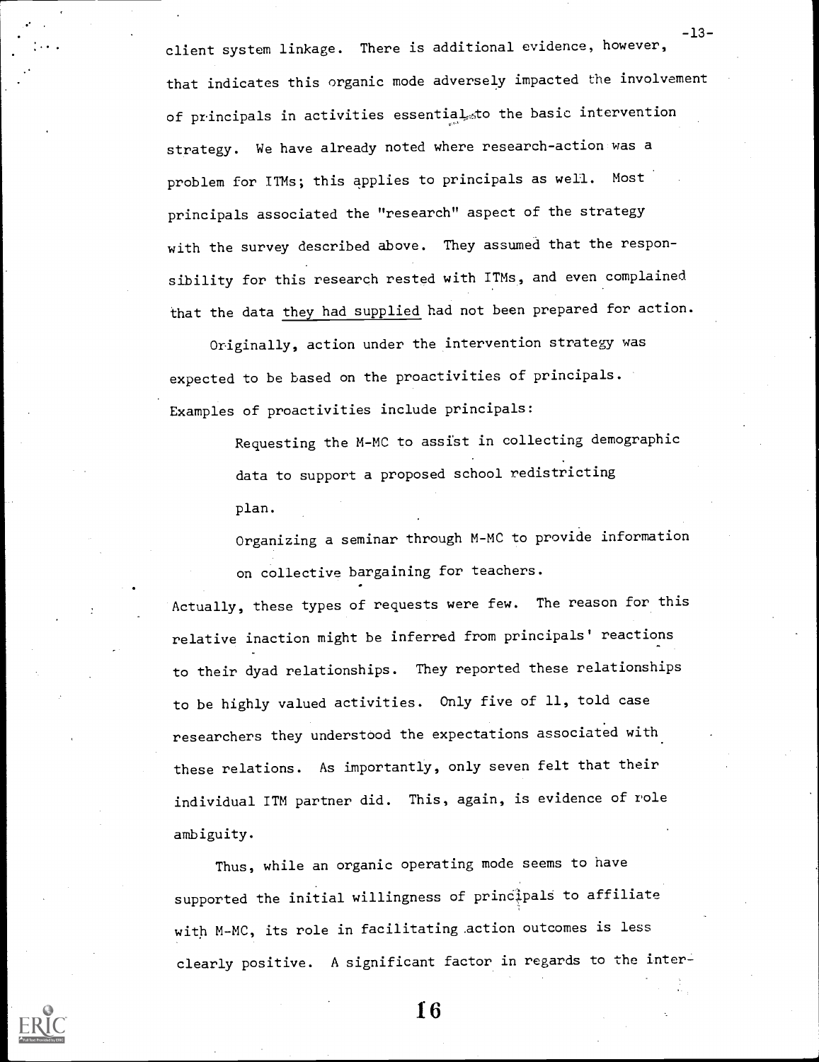client system linkage. There is additional evidence, however, that indicates this organic mode adversely impacted the involvement of principals in activities essential to the basic intervention strategy. We have already noted where research-action was a problem for ITMs; this applies to principals as well. Most principals associated the "research" aspect of the strategy with the survey described above. They assumed that the responsibility for this research rested with ITMs, and even complained that the data <u>they had supplied</u> had not been prepared for action.

Originally, action under the intervention strategy was expected to be based on the proactivities of principals. Examples of proactivities include principals:

> Requesting the M-MC to assist in collecting demographic data to support a proposed school redistricting plan.
>
> Organizing a seminar through M-MC to provide information on collective bargaining for teachers.

Actually, these types of requests were few. The reason for this relative inaction might be inferred from principals' reactions to their dyad relationships. They reported these relationships to be highly valued activities. Only five of 11, told case researchers they understood the expectations associated with these relations. As importantly, only seven felt that their individual ITM partner did. This, again, is evidence of role ambiguity.

Thus, while an organic operating mode seems to have supported the initial willingness of principals to affiliate with M-MC, its role in facilitating action outcomes is less clearly positive. A significant factor in regards to the inter-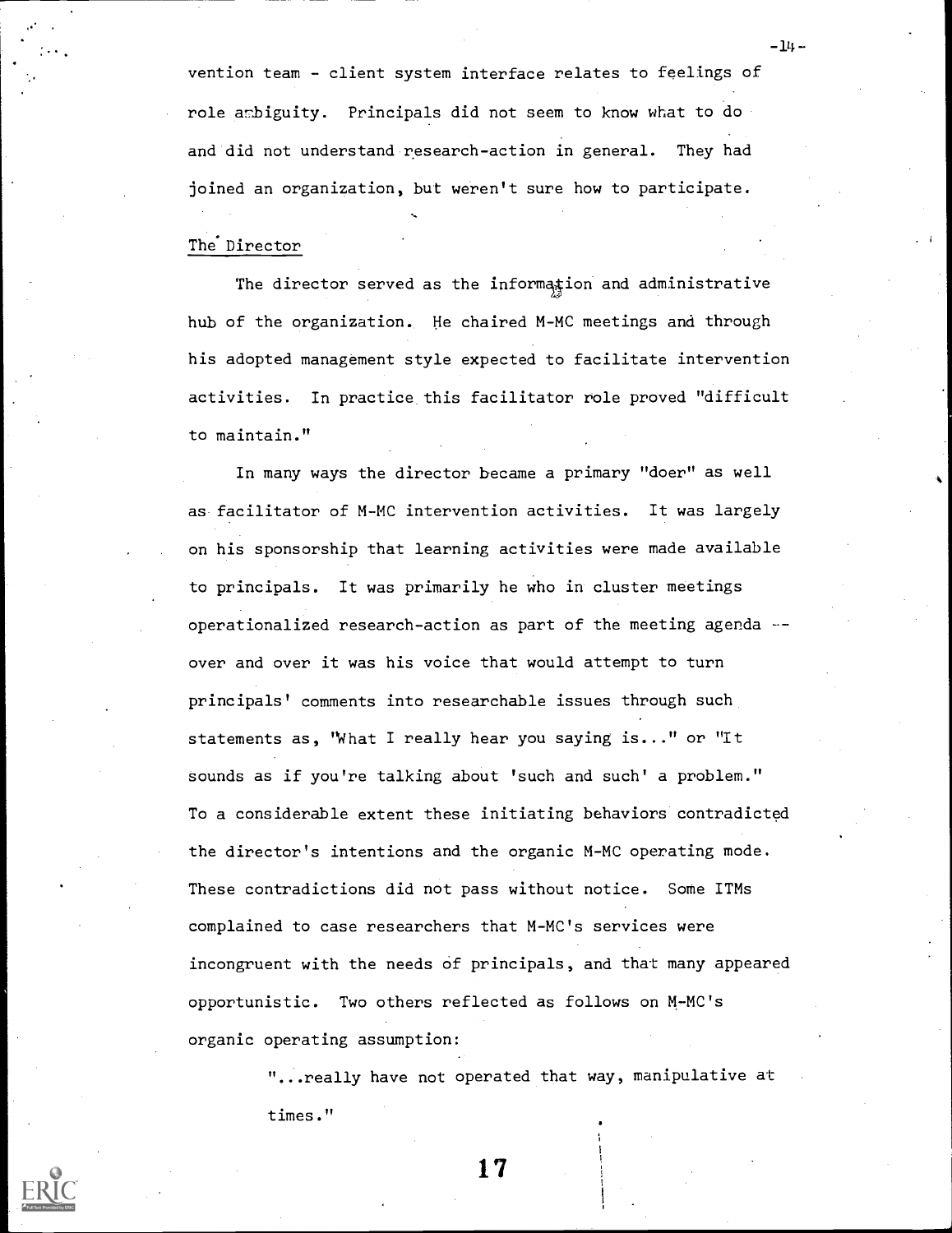vention team - client system interface relates to feelings of role ambiguity. Principals did not seem to know what to do and did not understand research-action in general. They had joined an organization, but weren't sure how to participate.

## The Director

The director served as the information and administrative hub of the organization. He chaired M-MC meetings and through his adopted management style expected to facilitate intervention activities. In practice this facilitator role proved "difficult to maintain."

In many ways the director became a primary "doer" as well as facilitator of M-MC intervention activities. It was largely on his sponsorship that learning activities were made available to principals. It was primarily he who in cluster meetings operationalized research-action as part of the meeting agenda -- over and over it was his voice that would attempt to turn principals' comments into researchable issues through such statements as, "What I really hear you saying is..." or "It sounds as if you're talking about 'such and such' a problem." To a considerable extent these initiating behaviors contradicted the director's intentions and the organic M-MC operating mode. These contradictions did not pass without notice. Some ITMs complained to case researchers that M-MC's services were incongruent with the needs of principals, and that many appeared opportunistic. Two others reflected as follows on M-MC's organic operating assumption:

> "...really have not operated that way, manipulative at times."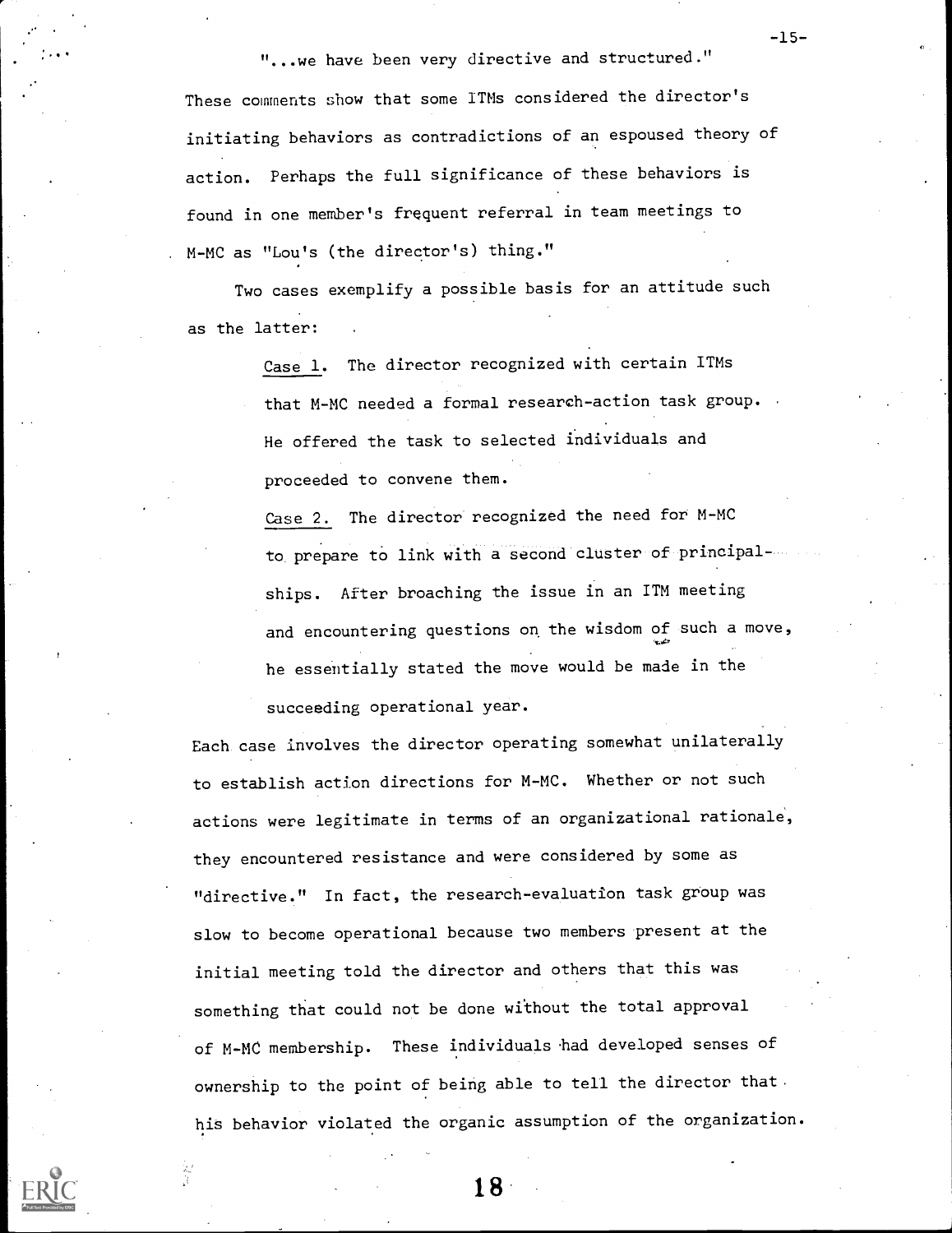"...we have been very directive and structured."

These comments show that some ITMs considered the director's initiating behaviors as contradictions of an espoused theory of action. Perhaps the full significance of these behaviors is found in one member's frequent referral in team meetings to M-MC as "Lou's (the director's) thing."

Two cases exemplify a possible basis for an attitude such as the latter:

> Case 1. The director recognized with certain ITMs that M-MC needed a formal research-action task group. He offered the task to selected individuals and proceeded to convene them.
>
> Case 2. The director recognized the need for M-MC to prepare to link with a second cluster of principalships. After broaching the issue in an ITM meeting and encountering questions on the wisdom of such a move, he essentially stated the move would be made in the succeeding operational year.

Each case involves the director operating somewhat unilaterally to establish action directions for M-MC. Whether or not such actions were legitimate in terms of an organizational rationale, they encountered resistance and were considered by some as "directive." In fact, the research-evaluation task group was slow to become operational because two members present at the initial meeting told the director and others that this was something that could not be done without the total approval of M-MC membership. These individuals had developed senses of ownership to the point of being able to tell the director that his behavior violated the organic assumption of the organization.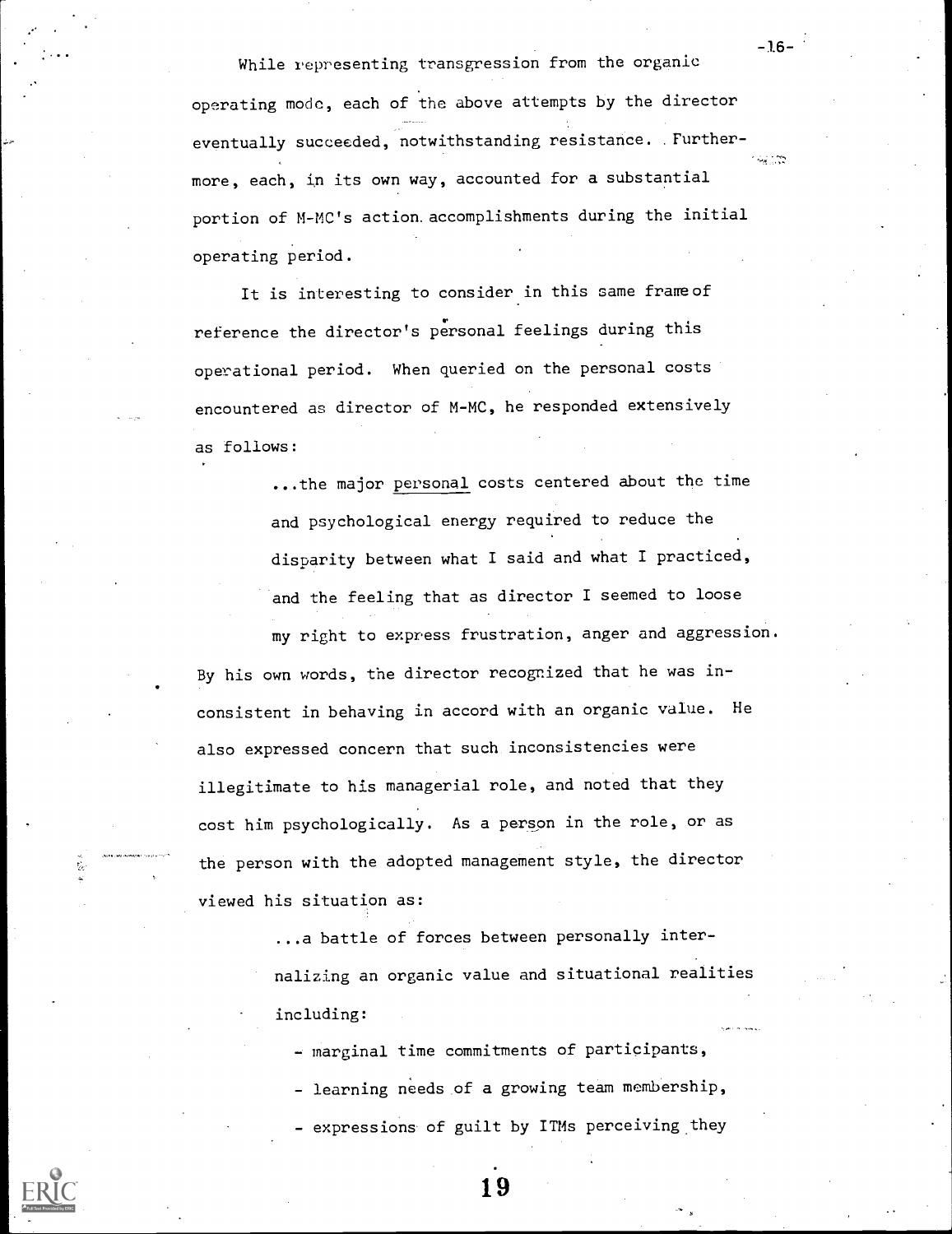While representing transgression from the organic operating mode, each of the above attempts by the director eventually succeeded, notwithstanding resistance. Furthermore, each, in its own way, accounted for a substantial portion of M-MC's action accomplishments during the initial operating period.

It is interesting to consider in this same frame of reference the director's personal feelings during this operational period. When queried on the personal costs encountered as director of M-MC, he responded extensively as follows:

> ...the major personal costs centered about the time and psychological energy required to reduce the disparity between what I said and what I practiced, and the feeling that as director I seemed to loose my right to express frustration, anger and aggression.

By his own words, the director recognized that he was inconsistent in behaving in accord with an organic value. He also expressed concern that such inconsistencies were illegitimate to his managerial role, and noted that they cost him psychologically. As a person in the role, or as the person with the adopted management style, the director viewed his situation as:

> ...a battle of forces between personally internalizing an organic value and situational realities including:
>
> - marginal time commitments of participants,
> - learning needs of a growing team membership,
> - expressions of guilt by ITMs perceiving they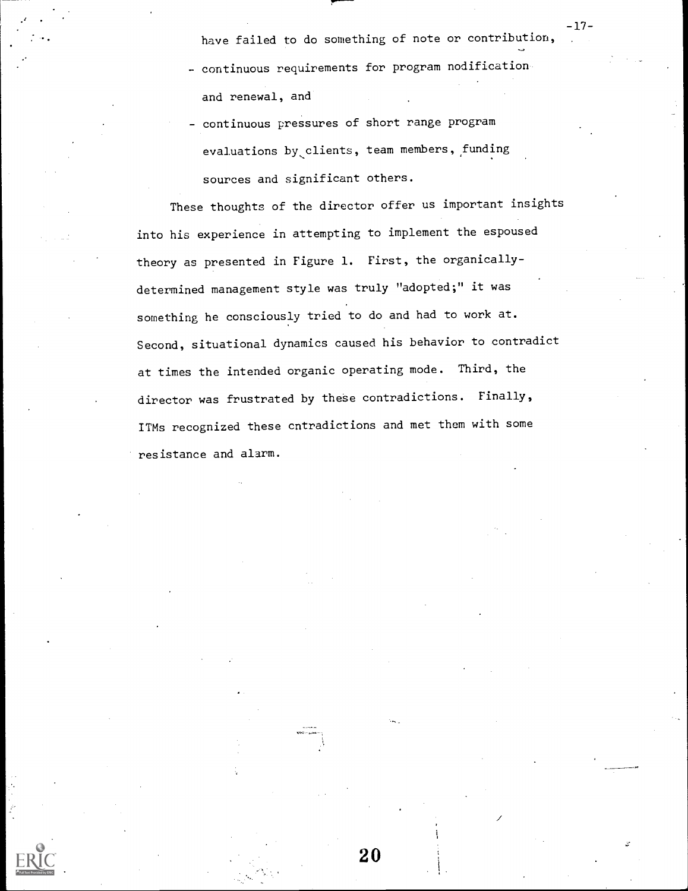have failed to do something of note or contribution,

- continuous requirements for program nodification and renewal, and
- continuous pressures of short range program evaluations by clients, team members, funding sources and significant others.

These thoughts of the director offer us important insights into his experience in attempting to implement the espoused theory as presented in Figure 1. First, the organically-determined management style was truly "adopted;" it was something he consciously tried to do and had to work at. Second, situational dynamics caused his behavior to contradict at times the intended organic operating mode. Third, the director was frustrated by these contradictions. Finally, ITMs recognized these cntradictions and met them with some resistance and alarm.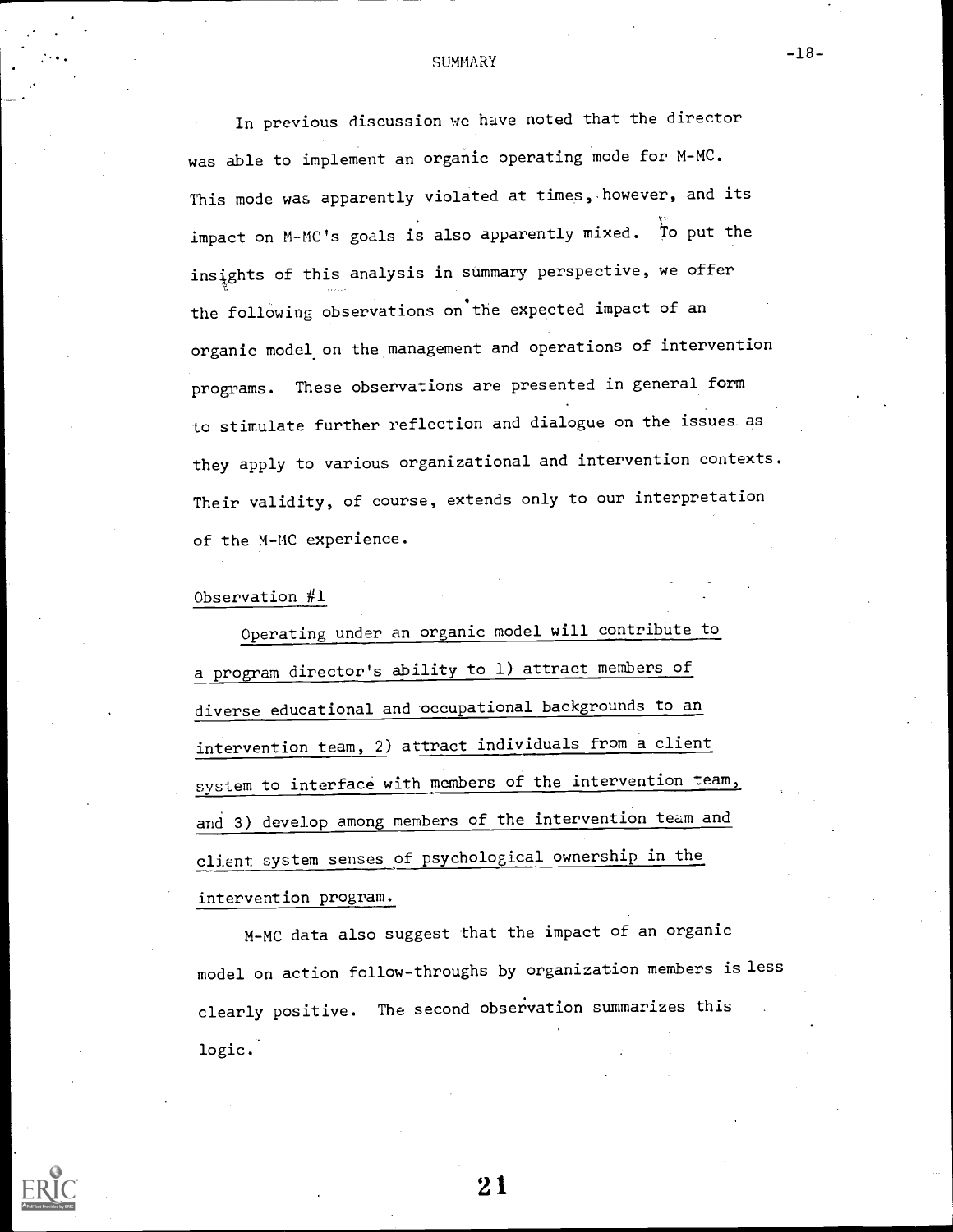## SUMMARY

In previous discussion we have noted that the director was able to implement an organic operating mode for M-MC. This mode was apparently violated at times, however, and its impact on M-MC's goals is also apparently mixed. To put the insights of this analysis in summary perspective, we offer the following observations on the expected impact of an organic model on the management and operations of intervention programs. These observations are presented in general form to stimulate further reflection and dialogue on the issues as they apply to various organizational and intervention contexts. Their validity, of course, extends only to our interpretation of the M-MC experience.

### Observation #1

Operating under an organic model will contribute to a program director's ability to 1) attract members of diverse educational and occupational backgrounds to an intervention team, 2) attract individuals from a client system to interface with members of the intervention team, and 3) develop among members of the intervention team and client system senses of psychological ownership in the intervention program.

M-MC data also suggest that the impact of an organic model on action follow-throughs by organization members is less clearly positive. The second observation summarizes this logic.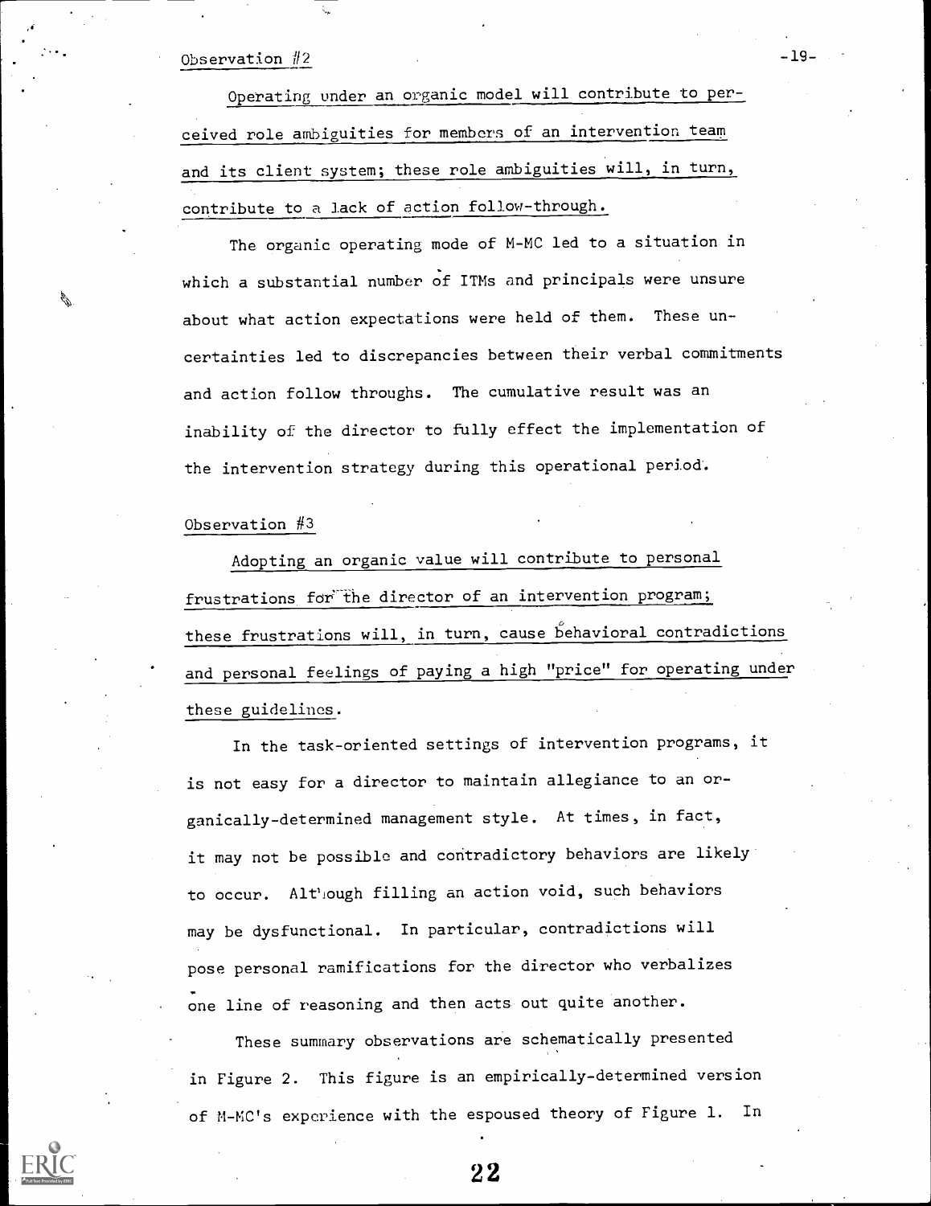Observation #2

Operating under an organic model will contribute to perceived role ambiguities for members of an intervention team and its client system; these role ambiguities will, in turn, contribute to a lack of action follow-through.

The organic operating mode of M-MC led to a situation in which a substantial number of ITMs and principals were unsure about what action expectations were held of them. These uncertainties led to discrepancies between their verbal commitments and action follow throughs. The cumulative result was an inability of the director to fully effect the implementation of the intervention strategy during this operational period.

Observation #3

Adopting an organic value will contribute to personal frustrations for the director of an intervention program; these frustrations will, in turn, cause behavioral contradictions and personal feelings of paying a high "price" for operating under these guidelines.

In the task-oriented settings of intervention programs, it is not easy for a director to maintain allegiance to an organically-determined management style. At times, in fact, it may not be possible and contradictory behaviors are likely to occur. Although filling an action void, such behaviors may be dysfunctional. In particular, contradictions will pose personal ramifications for the director who verbalizes one line of reasoning and then acts out quite another.

These summary observations are schematically presented in Figure 2. This figure is an empirically-determined version of M-MC's experience with the espoused theory of Figure 1. In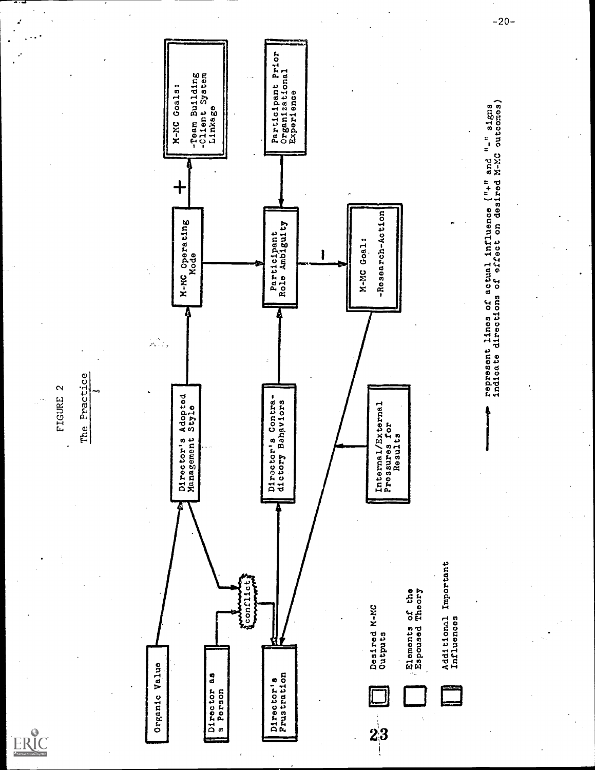FIGURE 2

The Practice

Organic Value

Director as a Person

Director's Frustration

conflict

Director's Adopted Management Style

Director's Contradictory Behaviors

Internal/External Pressures for Results

M-MC Operating Mode

Participant Role Ambiguity

M-MC Goal:
-Research-Action

M-MC Goals:
-Team Building
-Client System Linkage

Participant Prior Organizational Experience

+

−

Desired M-MC Outputs

Elements of the Espoused Theory

Additional Important Influences

represent lines of actual influence ("+" and "-" signs indicate directions of effect on desired M-MC outcomes)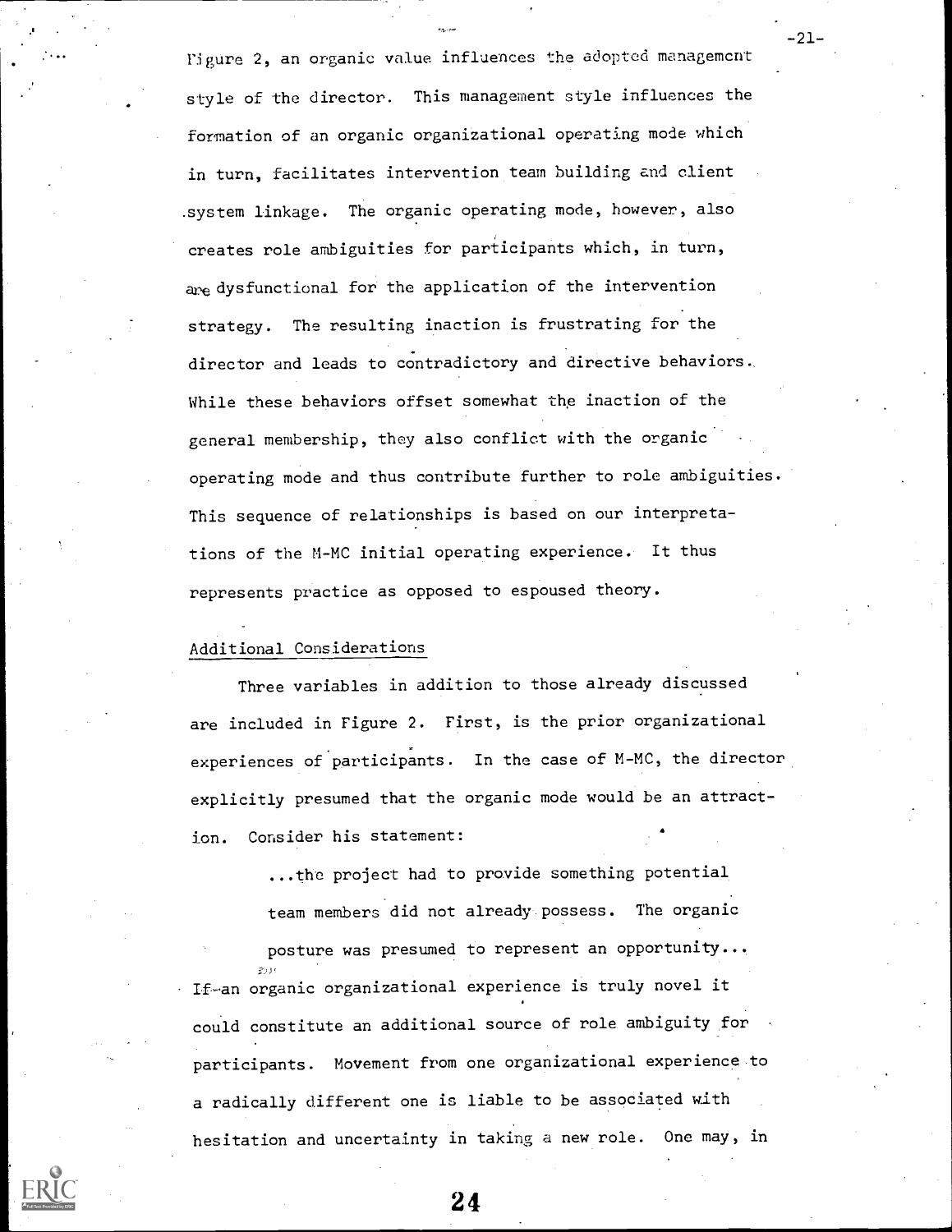Figure 2, an organic value influences the adopted management style of the director. This management style influences the formation of an organic organizational operating mode which in turn, facilitates intervention team building and client system linkage. The organic operating mode, however, also creates role ambiguities for participants which, in turn, are dysfunctional for the application of the intervention strategy. The resulting inaction is frustrating for the director and leads to contradictory and directive behaviors. While these behaviors offset somewhat the inaction of the general membership, they also conflict with the organic operating mode and thus contribute further to role ambiguities. This sequence of relationships is based on our interpretations of the M-MC initial operating experience. It thus represents practice as opposed to espoused theory.

## Additional Considerations

Three variables in addition to those already discussed are included in Figure 2. First, is the prior organizational experiences of participants. In the case of M-MC, the director explicitly presumed that the organic mode would be an attraction. Consider his statement:

> ...the project had to provide something potential team members did not already possess. The organic posture was presumed to represent an opportunity...

If an organic organizational experience is truly novel it could constitute an additional source of role ambiguity for participants. Movement from one organizational experience to a radically different one is liable to be associated with hesitation and uncertainty in taking a new role. One may, in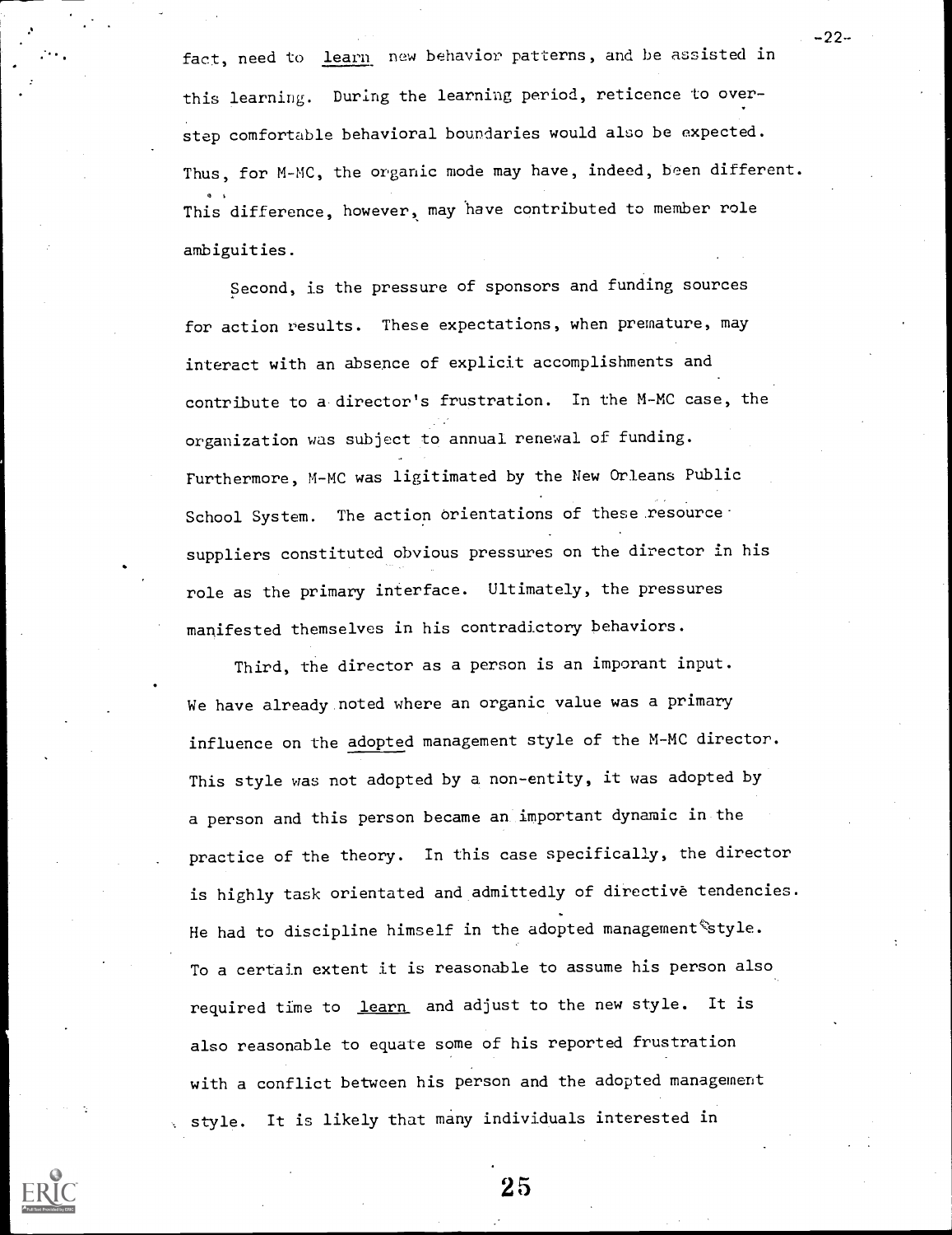fact, need to learn new behavior patterns, and be assisted in this learning. During the learning period, reticence to overstep comfortable behavioral boundaries would also be expected. Thus, for M-MC, the organic mode may have, indeed, been different. This difference, however, may have contributed to member role ambiguities.

Second, is the pressure of sponsors and funding sources for action results. These expectations, when premature, may interact with an absence of explicit accomplishments and contribute to a director's frustration. In the M-MC case, the organization was subject to annual renewal of funding. Furthermore, M-MC was ligitimated by the New Orleans Public School System. The action orientations of these resource suppliers constituted obvious pressures on the director in his role as the primary interface. Ultimately, the pressures manifested themselves in his contradictory behaviors.

Third, the director as a person is an imporant input. We have already noted where an organic value was a primary influence on the adopted management style of the M-MC director. This style was not adopted by a non-entity, it was adopted by a person and this person became an important dynamic in the practice of the theory. In this case specifically, the director is highly task orientated and admittedly of directive tendencies. He had to discipline himself in the adopted management style. To a certain extent it is reasonable to assume his person also required time to learn and adjust to the new style. It is also reasonable to equate some of his reported frustration with a conflict between his person and the adopted management style. It is likely that many individuals interested in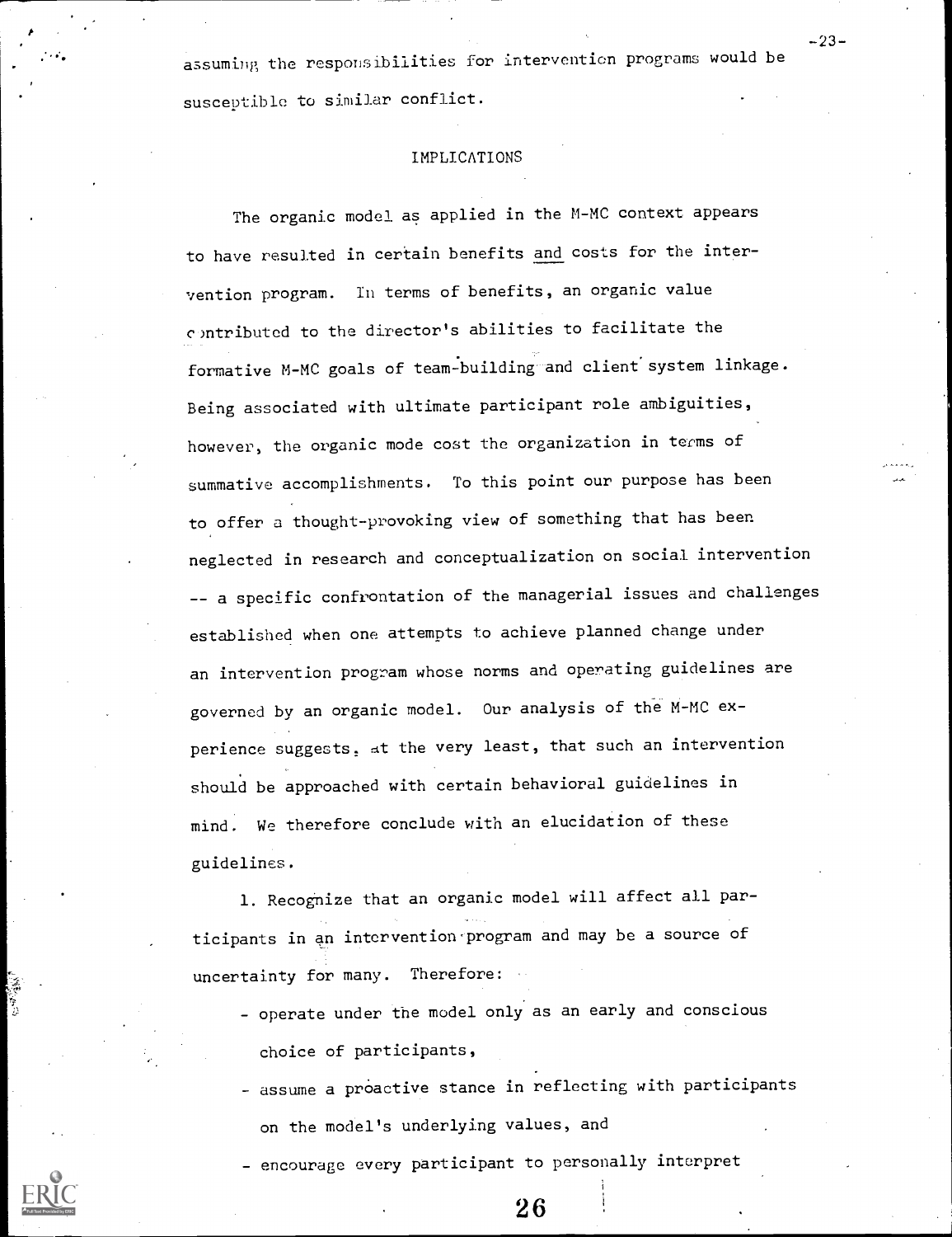assuming the responsibilities for intervention programs would be susceptible to similar conflict.

## IMPLICATIONS

The organic model as applied in the M-MC context appears to have resulted in certain benefits and costs for the intervention program. In terms of benefits, an organic value contributed to the director's abilities to facilitate the formative M-MC goals of team-building and client system linkage. Being associated with ultimate participant role ambiguities, however, the organic mode cost the organization in terms of summative accomplishments. To this point our purpose has been to offer a thought-provoking view of something that has been neglected in research and conceptualization on social intervention -- a specific confrontation of the managerial issues and challenges established when one attempts to achieve planned change under an intervention program whose norms and operating guidelines are governed by an organic model. Our analysis of the M-MC experience suggests, at the very least, that such an intervention should be approached with certain behavioral guidelines in mind. We therefore conclude with an elucidation of these guidelines.

1. Recognize that an organic model will affect all participants in an intervention program and may be a source of uncertainty for many. Therefore:

   - operate under the model only as an early and conscious choice of participants,
   - assume a proactive stance in reflecting with participants on the model's underlying values, and
   - encourage every participant to personally interpret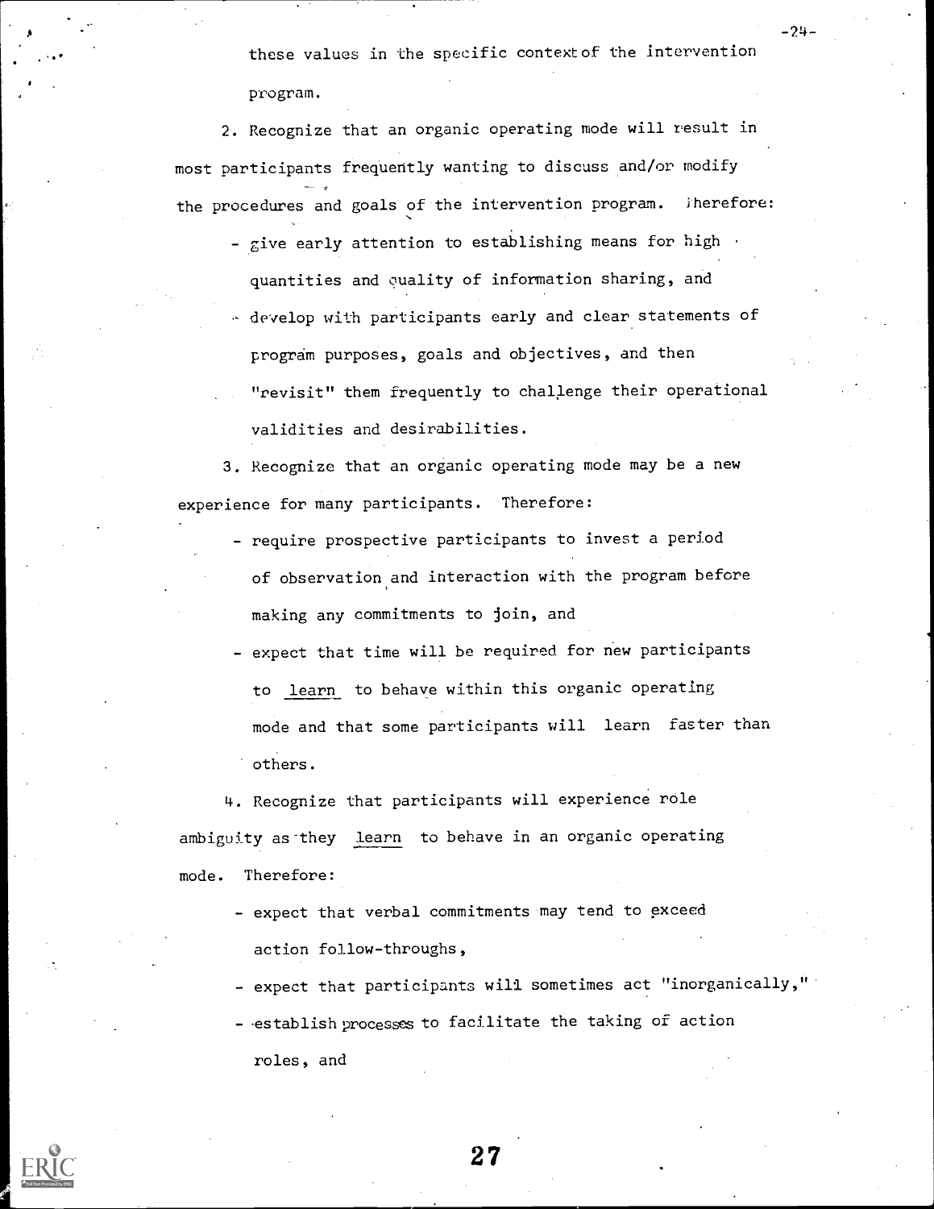these values in the specific context of the intervention program.

2. Recognize that an organic operating mode will result in most participants frequently wanting to discuss and/or modify the procedures and goals of the intervention program. Therefore:

- give early attention to establishing means for high quantities and quality of information sharing, and
- develop with participants early and clear statements of program purposes, goals and objectives, and then "revisit" them frequently to challenge their operational validities and desirabilities.

3. Recognize that an organic operating mode may be a new experience for many participants. Therefore:

- require prospective participants to invest a period of observation and interaction with the program before making any commitments to join, and
- expect that time will be required for new participants to <u>learn</u> to behave within this organic operating mode and that some participants will learn faster than others.

4. Recognize that participants will experience role ambiguity as they <u>learn</u> to behave in an organic operating mode. Therefore:

- expect that verbal commitments may tend to exceed action follow-throughs,
- expect that participants will sometimes act "inorganically,"
- establish processes to facilitate the taking of action roles, and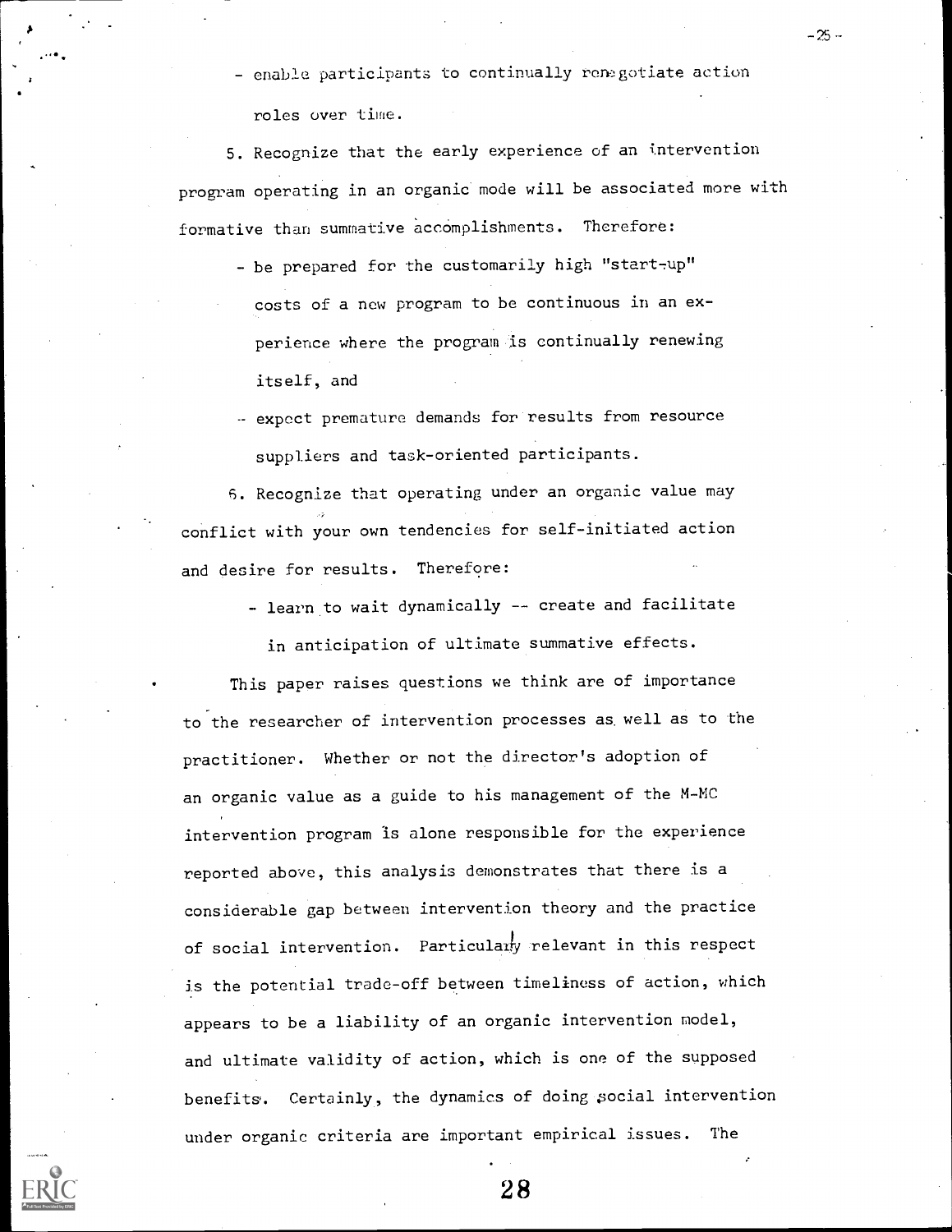- enable participants to continually renegotiate action roles over time.

5. Recognize that the early experience of an intervention program operating in an organic mode will be associated more with formative than summative accomplishments. Therefore:

   - be prepared for the customarily high "start-up" costs of a new program to be continuous in an experience where the program is continually renewing itself, and
   - expect premature demands for results from resource suppliers and task-oriented participants.

6. Recognize that operating under an organic value may conflict with your own tendencies for self-initiated action and desire for results. Therefore:

   - learn to wait dynamically -- create and facilitate in anticipation of ultimate summative effects.

This paper raises questions we think are of importance to the researcher of intervention processes as well as to the practitioner. Whether or not the director's adoption of an organic value as a guide to his management of the M-MC intervention program is alone responsible for the experience reported above, this analysis demonstrates that there is a considerable gap between intervention theory and the practice of social intervention. Particularly relevant in this respect is the potential trade-off between timeliness of action, which appears to be a liability of an organic intervention model, and ultimate validity of action, which is one of the supposed benefits. Certainly, the dynamics of doing social intervention under organic criteria are important empirical issues. The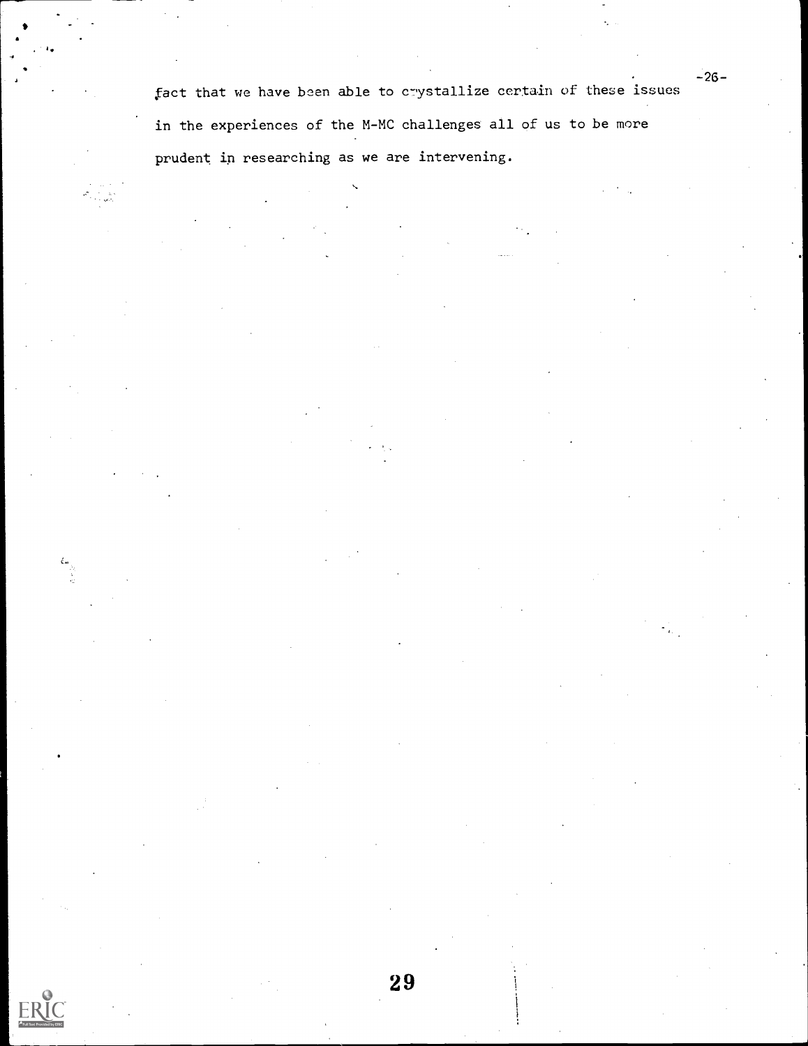fact that we have been able to crystallize certain of these issues in the experiences of the M-MC challenges all of us to be more prudent in researching as we are intervening.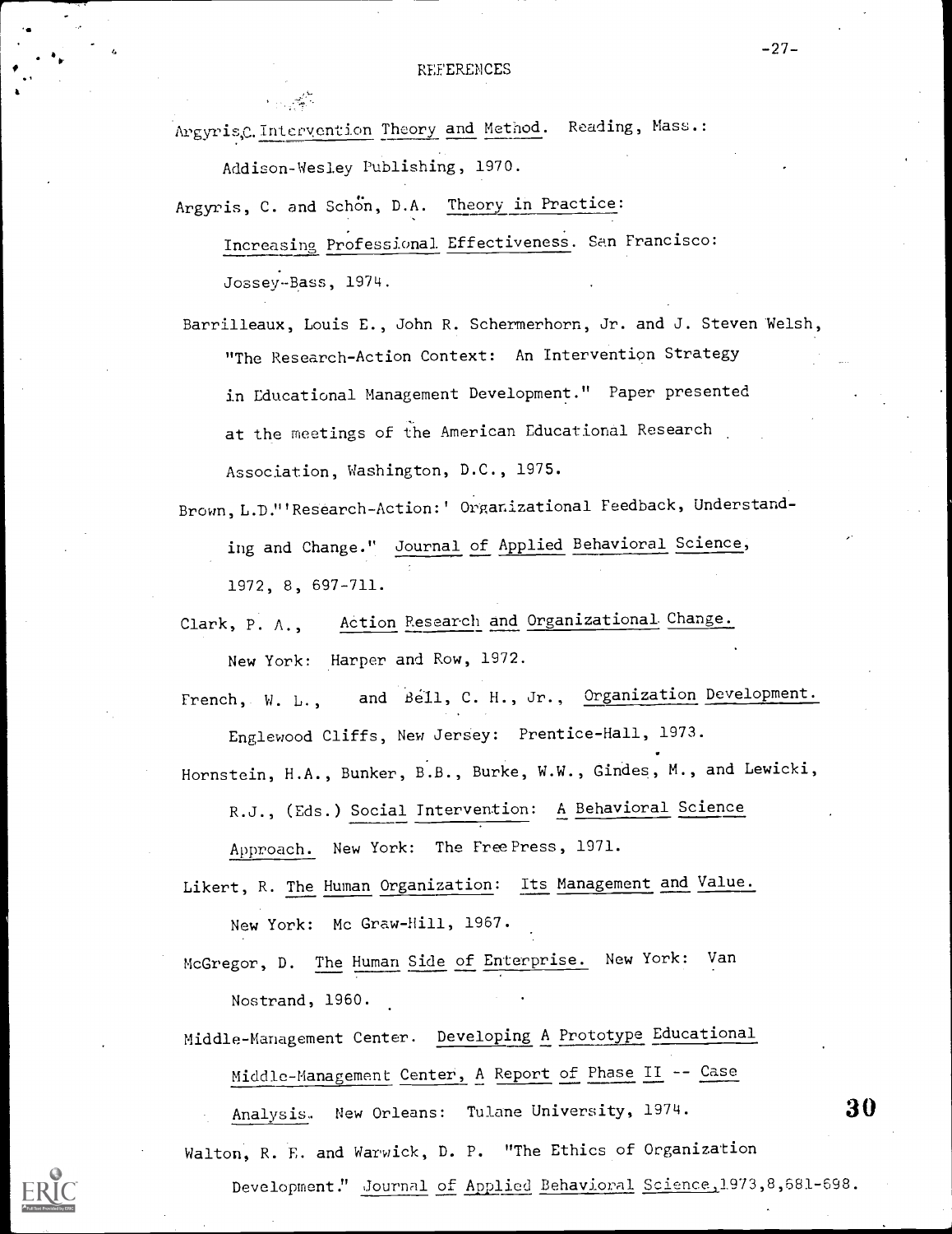# REFERENCES

Argyris, C. Intervention Theory and Method. Reading, Mass.: Addison-Wesley Publishing, 1970.

Argyris, C. and Schön, D.A. Theory in Practice: Increasing Professional Effectiveness. San Francisco: Jossey-Bass, 1974.

Barrilleaux, Louis E., John R. Schermerhorn, Jr. and J. Steven Welsh, "The Research-Action Context: An Intervention Strategy in Educational Management Development." Paper presented at the meetings of the American Educational Research Association, Washington, D.C., 1975.

Brown, L.D."'Research-Action:' Organizational Feedback, Understanding and Change." Journal of Applied Behavioral Science, 1972, 8, 697-711.

Clark, P. A., Action Research and Organizational Change. New York: Harper and Row, 1972.

French, W. L., and Bell, C. H., Jr., Organization Development. Englewood Cliffs, New Jersey: Prentice-Hall, 1973.

Hornstein, H.A., Bunker, B.B., Burke, W.W., Gindes, M., and Lewicki, R.J., (Eds.) Social Intervention: A Behavioral Science Approach. New York: The Free Press, 1971.

Likert, R. The Human Organization: Its Management and Value. New York: Mc Graw-Hill, 1967.

McGregor, D. The Human Side of Enterprise. New York: Van Nostrand, 1960.

Middle-Management Center. Developing A Prototype Educational Middle-Management Center, A Report of Phase II -- Case Analysis. New Orleans: Tulane University, 1974.

Walton, R. E. and Warwick, D. P. "The Ethics of Organization Development." Journal of Applied Behavioral Science, 1973, 8, 681-698.